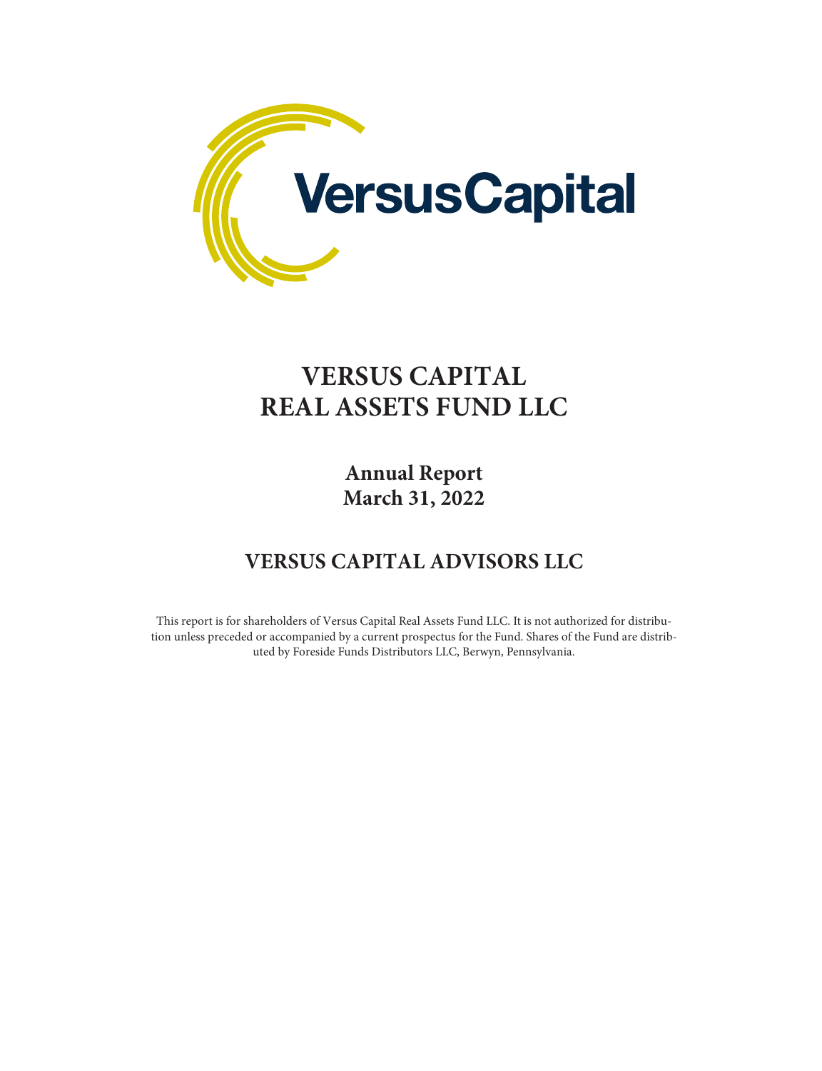VersusCapital

# VERSUS CAPITAL REAL ASSETS FUND LLC

## Annual Report
## March 31, 2022

## VERSUS CAPITAL ADVISORS LLC

This report is for shareholders of Versus Capital Real Assets Fund LLC. It is not authorized for distribution unless preceded or accompanied by a current prospectus for the Fund. Shares of the Fund are distributed by Foreside Funds Distributors LLC, Berwyn, Pennsylvania.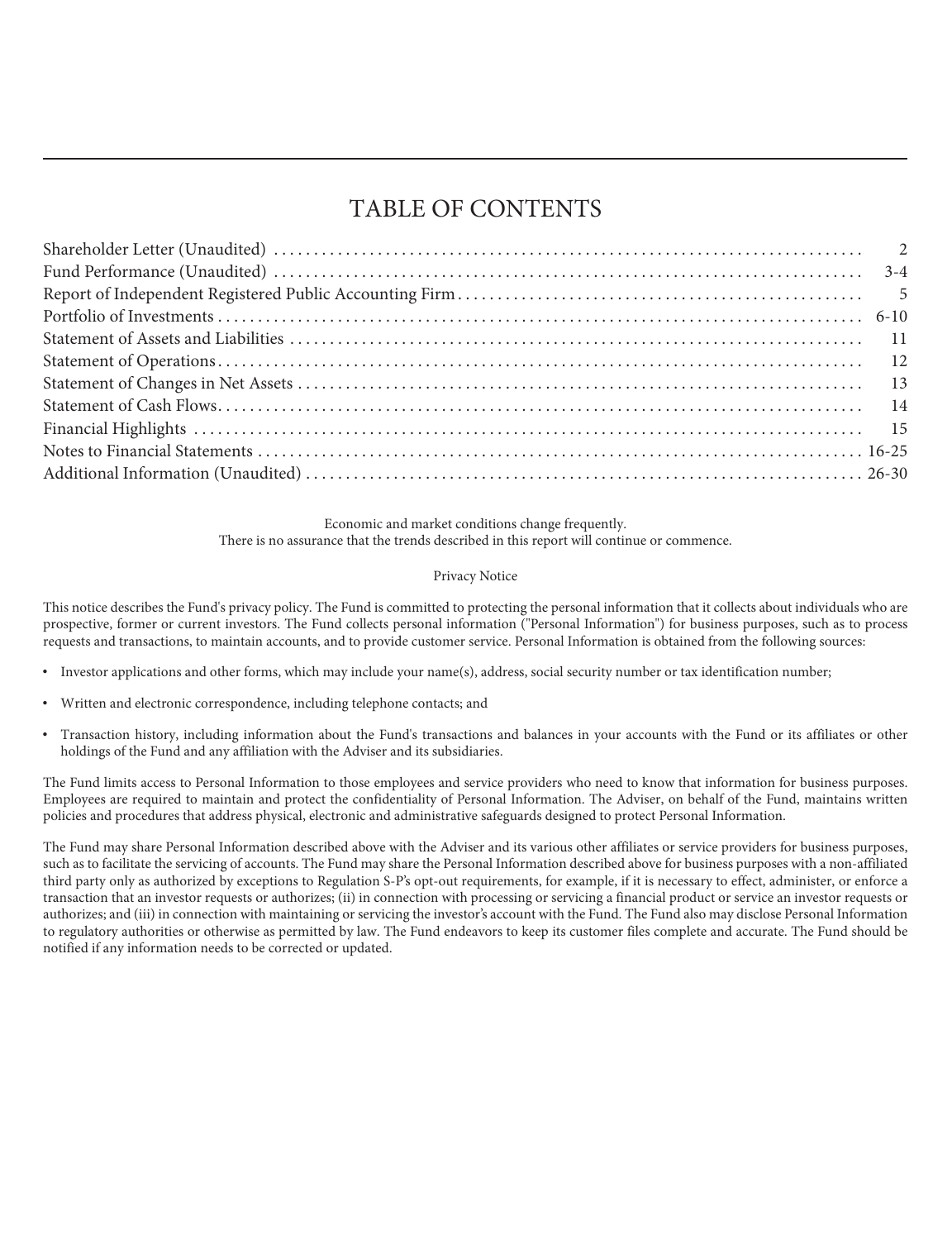# TABLE OF CONTENTS

| | |
|---|---|
| Shareholder Letter (Unaudited) | 2 |
| Fund Performance (Unaudited) | 3-4 |
| Report of Independent Registered Public Accounting Firm | 5 |
| Portfolio of Investments | 6-10 |
| Statement of Assets and Liabilities | 11 |
| Statement of Operations | 12 |
| Statement of Changes in Net Assets | 13 |
| Statement of Cash Flows | 14 |
| Financial Highlights | 15 |
| Notes to Financial Statements | 16-25 |
| Additional Information (Unaudited) | 26-30 |

Economic and market conditions change frequently.
There is no assurance that the trends described in this report will continue or commence.

Privacy Notice

This notice describes the Fund's privacy policy. The Fund is committed to protecting the personal information that it collects about individuals who are prospective, former or current investors. The Fund collects personal information ("Personal Information") for business purposes, such as to process requests and transactions, to maintain accounts, and to provide customer service. Personal Information is obtained from the following sources:

- Investor applications and other forms, which may include your name(s), address, social security number or tax identification number;
- Written and electronic correspondence, including telephone contacts; and
- Transaction history, including information about the Fund's transactions and balances in your accounts with the Fund or its affiliates or other holdings of the Fund and any affiliation with the Adviser and its subsidiaries.

The Fund limits access to Personal Information to those employees and service providers who need to know that information for business purposes. Employees are required to maintain and protect the confidentiality of Personal Information. The Adviser, on behalf of the Fund, maintains written policies and procedures that address physical, electronic and administrative safeguards designed to protect Personal Information.

The Fund may share Personal Information described above with the Adviser and its various other affiliates or service providers for business purposes, such as to facilitate the servicing of accounts. The Fund may share the Personal Information described above for business purposes with a non-affiliated third party only as authorized by exceptions to Regulation S-P's opt-out requirements, for example, if it is necessary to effect, administer, or enforce a transaction that an investor requests or authorizes; (ii) in connection with processing or servicing a financial product or service an investor requests or authorizes; and (iii) in connection with maintaining or servicing the investor's account with the Fund. The Fund also may disclose Personal Information to regulatory authorities or otherwise as permitted by law. The Fund endeavors to keep its customer files complete and accurate. The Fund should be notified if any information needs to be corrected or updated.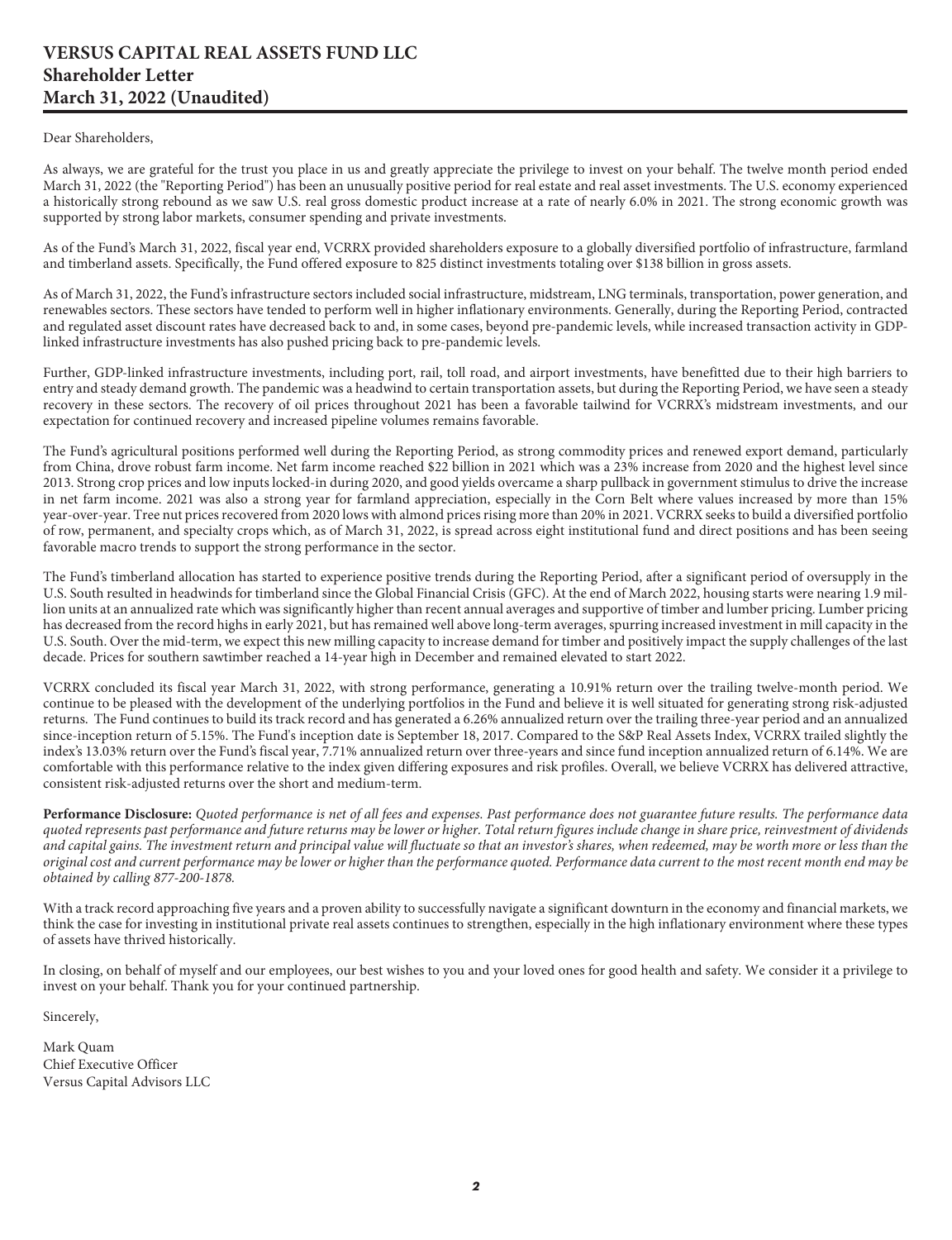# VERSUS CAPITAL REAL ASSETS FUND LLC
# Shareholder Letter
# March 31, 2022 (Unaudited)

Dear Shareholders,

As always, we are grateful for the trust you place in us and greatly appreciate the privilege to invest on your behalf. The twelve month period ended March 31, 2022 (the "Reporting Period") has been an unusually positive period for real estate and real asset investments. The U.S. economy experienced a historically strong rebound as we saw U.S. real gross domestic product increase at a rate of nearly 6.0% in 2021. The strong economic growth was supported by strong labor markets, consumer spending and private investments.

As of the Fund's March 31, 2022, fiscal year end, VCRRX provided shareholders exposure to a globally diversified portfolio of infrastructure, farmland and timberland assets. Specifically, the Fund offered exposure to 825 distinct investments totaling over $138 billion in gross assets.

As of March 31, 2022, the Fund's infrastructure sectors included social infrastructure, midstream, LNG terminals, transportation, power generation, and renewables sectors. These sectors have tended to perform well in higher inflationary environments. Generally, during the Reporting Period, contracted and regulated asset discount rates have decreased back to and, in some cases, beyond pre-pandemic levels, while increased transaction activity in GDP-linked infrastructure investments has also pushed pricing back to pre-pandemic levels.

Further, GDP-linked infrastructure investments, including port, rail, toll road, and airport investments, have benefitted due to their high barriers to entry and steady demand growth. The pandemic was a headwind to certain transportation assets, but during the Reporting Period, we have seen a steady recovery in these sectors. The recovery of oil prices throughout 2021 has been a favorable tailwind for VCRRX's midstream investments, and our expectation for continued recovery and increased pipeline volumes remains favorable.

The Fund's agricultural positions performed well during the Reporting Period, as strong commodity prices and renewed export demand, particularly from China, drove robust farm income. Net farm income reached $22 billion in 2021 which was a 23% increase from 2020 and the highest level since 2013. Strong crop prices and low inputs locked-in during 2020, and good yields overcame a sharp pullback in government stimulus to drive the increase in net farm income. 2021 was also a strong year for farmland appreciation, especially in the Corn Belt where values increased by more than 15% year-over-year. Tree nut prices recovered from 2020 lows with almond prices rising more than 20% in 2021. VCRRX seeks to build a diversified portfolio of row, permanent, and specialty crops which, as of March 31, 2022, is spread across eight institutional fund and direct positions and has been seeing favorable macro trends to support the strong performance in the sector.

The Fund's timberland allocation has started to experience positive trends during the Reporting Period, after a significant period of oversupply in the U.S. South resulted in headwinds for timberland since the Global Financial Crisis (GFC). At the end of March 2022, housing starts were nearing 1.9 million units at an annualized rate which was significantly higher than recent annual averages and supportive of timber and lumber pricing. Lumber pricing has decreased from the record highs in early 2021, but has remained well above long-term averages, spurring increased investment in mill capacity in the U.S. South. Over the mid-term, we expect this new milling capacity to increase demand for timber and positively impact the supply challenges of the last decade. Prices for southern sawtimber reached a 14-year high in December and remained elevated to start 2022.

VCRRX concluded its fiscal year March 31, 2022, with strong performance, generating a 10.91% return over the trailing twelve-month period. We continue to be pleased with the development of the underlying portfolios in the Fund and believe it is well situated for generating strong risk-adjusted returns. The Fund continues to build its track record and has generated a 6.26% annualized return over the trailing three-year period and an annualized since-inception return of 5.15%. The Fund's inception date is September 18, 2017. Compared to the S&P Real Assets Index, VCRRX trailed slightly the index's 13.03% return over the Fund's fiscal year, 7.71% annualized return over three-years and since fund inception annualized return of 6.14%. We are comfortable with this performance relative to the index given differing exposures and risk profiles. Overall, we believe VCRRX has delivered attractive, consistent risk-adjusted returns over the short and medium-term.

**Performance Disclosure:** *Quoted performance is net of all fees and expenses. Past performance does not guarantee future results. The performance data quoted represents past performance and future returns may be lower or higher. Total return figures include change in share price, reinvestment of dividends and capital gains. The investment return and principal value will fluctuate so that an investor's shares, when redeemed, may be worth more or less than the original cost and current performance may be lower or higher than the performance quoted. Performance data current to the most recent month end may be obtained by calling 877-200-1878.*

With a track record approaching five years and a proven ability to successfully navigate a significant downturn in the economy and financial markets, we think the case for investing in institutional private real assets continues to strengthen, especially in the high inflationary environment where these types of assets have thrived historically.

In closing, on behalf of myself and our employees, our best wishes to you and your loved ones for good health and safety. We consider it a privilege to invest on your behalf. Thank you for your continued partnership.

Sincerely,

Mark Quam
Chief Executive Officer
Versus Capital Advisors LLC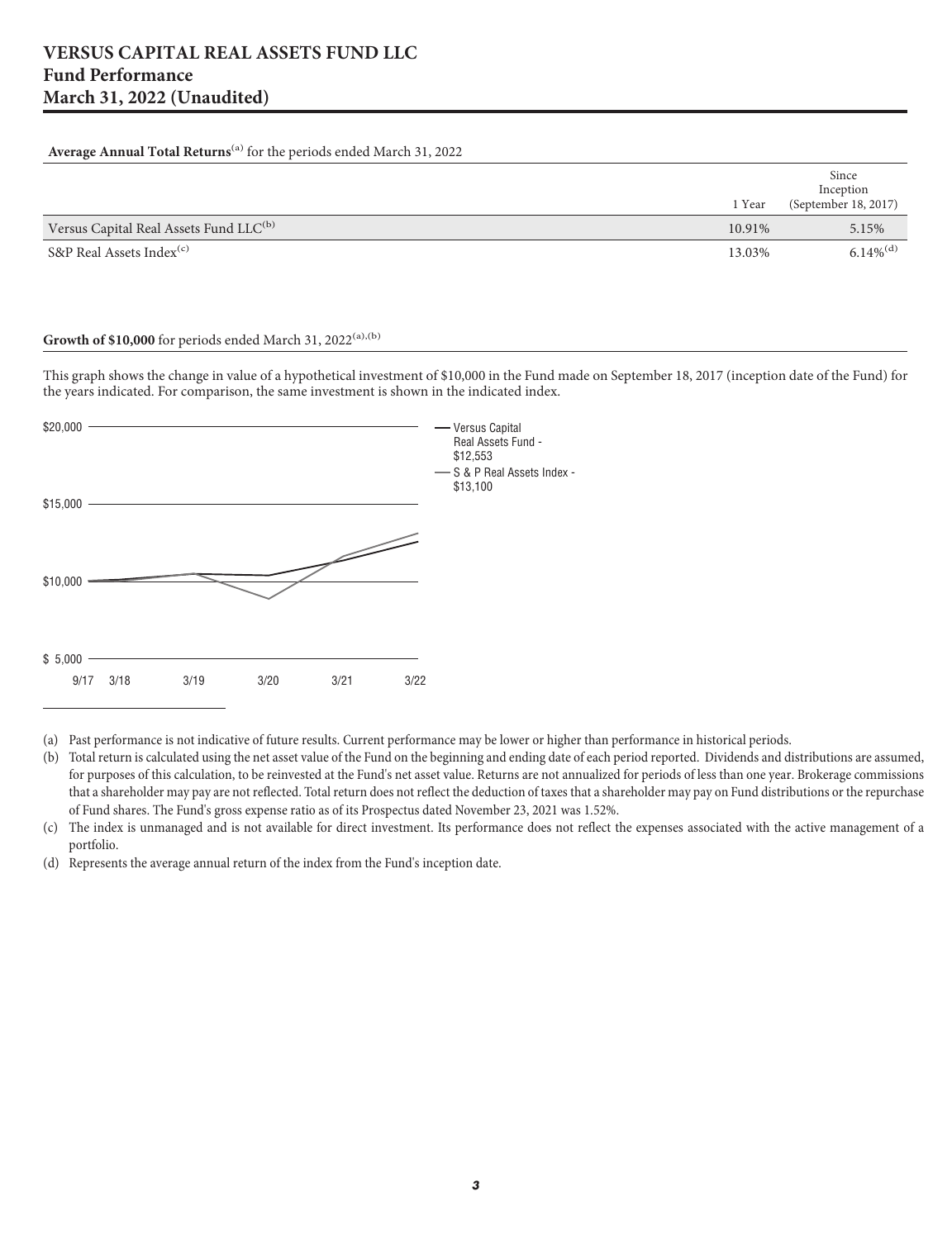# VERSUS CAPITAL REAL ASSETS FUND LLC
# Fund Performance
# March 31, 2022 (Unaudited)

**Average Annual Total Returns**[(a)] for the periods ended March 31, 2022

| | 1 Year | Since Inception (September 18, 2017) |
|---|---|---|
| Versus Capital Real Assets Fund LLC[(b)] | 10.91% | 5.15% |
| S&P Real Assets Index[(c)] | 13.03% | 6.14%[(d)] |

**Growth of $10,000** for periods ended March 31, 2022[(a),(b)]

This graph shows the change in value of a hypothetical investment of $10,000 in the Fund made on September 18, 2017 (inception date of the Fund) for the years indicated. For comparison, the same investment is shown in the indicated index.

- Versus Capital Real Assets Fund - $12,553
- S & P Real Assets Index - $13,100

(a) Past performance is not indicative of future results. Current performance may be lower or higher than performance in historical periods.

(b) Total return is calculated using the net asset value of the Fund on the beginning and ending date of each period reported. Dividends and distributions are assumed, for purposes of this calculation, to be reinvested at the Fund's net asset value. Returns are not annualized for periods of less than one year. Brokerage commissions that a shareholder may pay are not reflected. Total return does not reflect the deduction of taxes that a shareholder may pay on Fund distributions or the repurchase of Fund shares. The Fund's gross expense ratio as of its Prospectus dated November 23, 2021 was 1.52%.

(c) The index is unmanaged and is not available for direct investment. Its performance does not reflect the expenses associated with the active management of a portfolio.

(d) Represents the average annual return of the index from the Fund's inception date.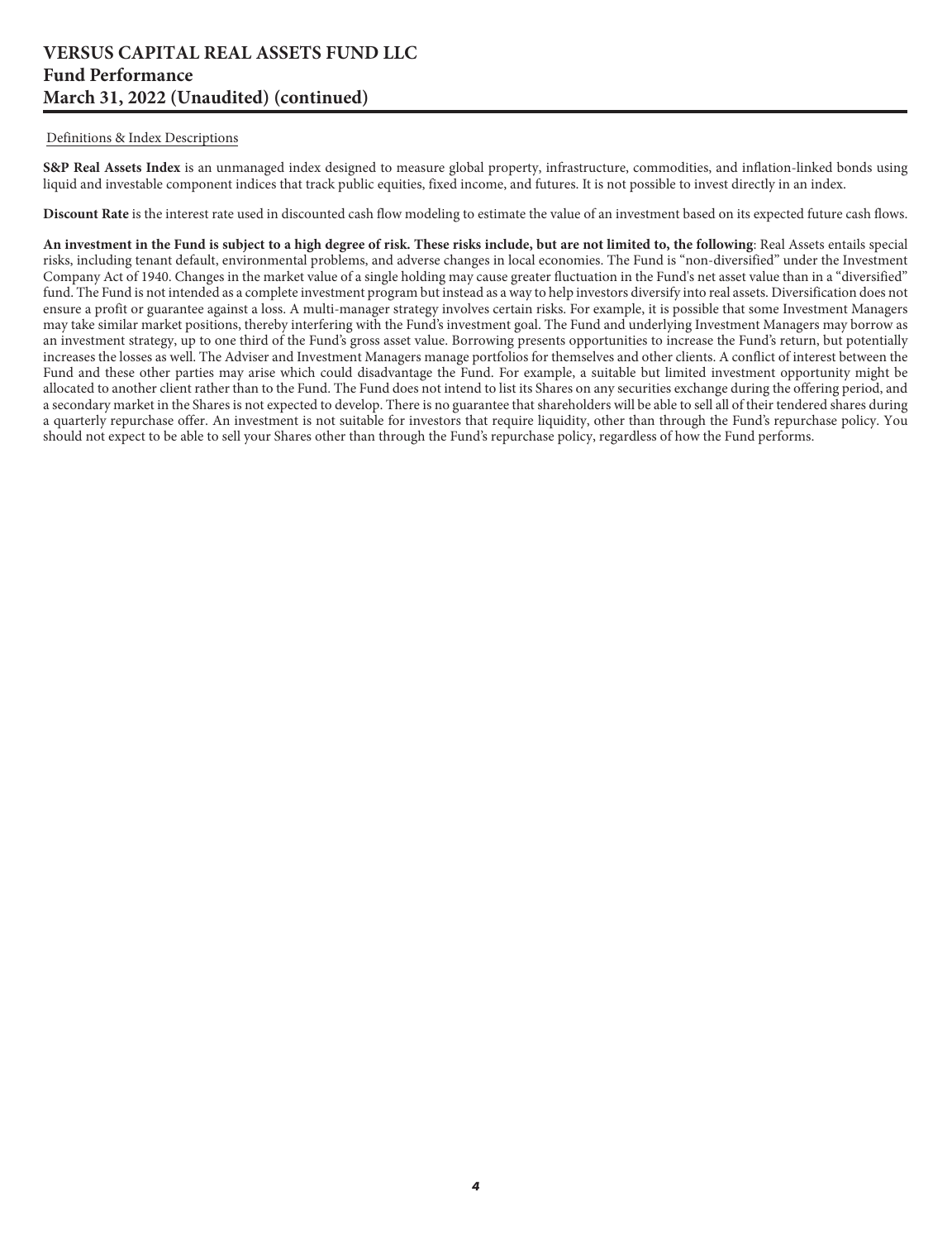Definitions & Index Descriptions

**S&P Real Assets Index** is an unmanaged index designed to measure global property, infrastructure, commodities, and inflation-linked bonds using liquid and investable component indices that track public equities, fixed income, and futures. It is not possible to invest directly in an index.

**Discount Rate** is the interest rate used in discounted cash flow modeling to estimate the value of an investment based on its expected future cash flows.

**An investment in the Fund is subject to a high degree of risk. These risks include, but are not limited to, the following**: Real Assets entails special risks, including tenant default, environmental problems, and adverse changes in local economies. The Fund is "non-diversified" under the Investment Company Act of 1940. Changes in the market value of a single holding may cause greater fluctuation in the Fund's net asset value than in a "diversified" fund. The Fund is not intended as a complete investment program but instead as a way to help investors diversify into real assets. Diversification does not ensure a profit or guarantee against a loss. A multi-manager strategy involves certain risks. For example, it is possible that some Investment Managers may take similar market positions, thereby interfering with the Fund's investment goal. The Fund and underlying Investment Managers may borrow as an investment strategy, up to one third of the Fund's gross asset value. Borrowing presents opportunities to increase the Fund's return, but potentially increases the losses as well. The Adviser and Investment Managers manage portfolios for themselves and other clients. A conflict of interest between the Fund and these other parties may arise which could disadvantage the Fund. For example, a suitable but limited investment opportunity might be allocated to another client rather than to the Fund. The Fund does not intend to list its Shares on any securities exchange during the offering period, and a secondary market in the Shares is not expected to develop. There is no guarantee that shareholders will be able to sell all of their tendered shares during a quarterly repurchase offer. An investment is not suitable for investors that require liquidity, other than through the Fund's repurchase policy. You should not expect to be able to sell your Shares other than through the Fund's repurchase policy, regardless of how the Fund performs.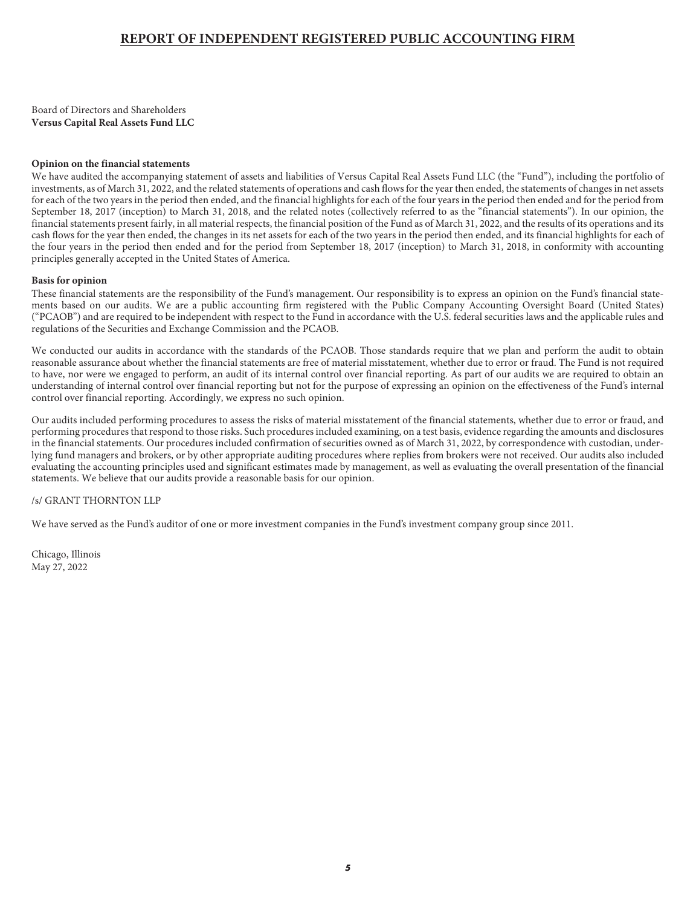# REPORT OF INDEPENDENT REGISTERED PUBLIC ACCOUNTING FIRM

Board of Directors and Shareholders
**Versus Capital Real Assets Fund LLC**

**Opinion on the financial statements**

We have audited the accompanying statement of assets and liabilities of Versus Capital Real Assets Fund LLC (the "Fund"), including the portfolio of investments, as of March 31, 2022, and the related statements of operations and cash flows for the year then ended, the statements of changes in net assets for each of the two years in the period then ended, and the financial highlights for each of the four years in the period then ended and for the period from September 18, 2017 (inception) to March 31, 2018, and the related notes (collectively referred to as the "financial statements"). In our opinion, the financial statements present fairly, in all material respects, the financial position of the Fund as of March 31, 2022, and the results of its operations and its cash flows for the year then ended, the changes in its net assets for each of the two years in the period then ended, and its financial highlights for each of the four years in the period then ended and for the period from September 18, 2017 (inception) to March 31, 2018, in conformity with accounting principles generally accepted in the United States of America.

**Basis for opinion**

These financial statements are the responsibility of the Fund's management. Our responsibility is to express an opinion on the Fund's financial statements based on our audits. We are a public accounting firm registered with the Public Company Accounting Oversight Board (United States) ("PCAOB") and are required to be independent with respect to the Fund in accordance with the U.S. federal securities laws and the applicable rules and regulations of the Securities and Exchange Commission and the PCAOB.

We conducted our audits in accordance with the standards of the PCAOB. Those standards require that we plan and perform the audit to obtain reasonable assurance about whether the financial statements are free of material misstatement, whether due to error or fraud. The Fund is not required to have, nor were we engaged to perform, an audit of its internal control over financial reporting. As part of our audits we are required to obtain an understanding of internal control over financial reporting but not for the purpose of expressing an opinion on the effectiveness of the Fund's internal control over financial reporting. Accordingly, we express no such opinion.

Our audits included performing procedures to assess the risks of material misstatement of the financial statements, whether due to error or fraud, and performing procedures that respond to those risks. Such procedures included examining, on a test basis, evidence regarding the amounts and disclosures in the financial statements. Our procedures included confirmation of securities owned as of March 31, 2022, by correspondence with custodian, underlying fund managers and brokers, or by other appropriate auditing procedures where replies from brokers were not received. Our audits also included evaluating the accounting principles used and significant estimates made by management, as well as evaluating the overall presentation of the financial statements. We believe that our audits provide a reasonable basis for our opinion.

/s/ GRANT THORNTON LLP

We have served as the Fund's auditor of one or more investment companies in the Fund's investment company group since 2011.

Chicago, Illinois
May 27, 2022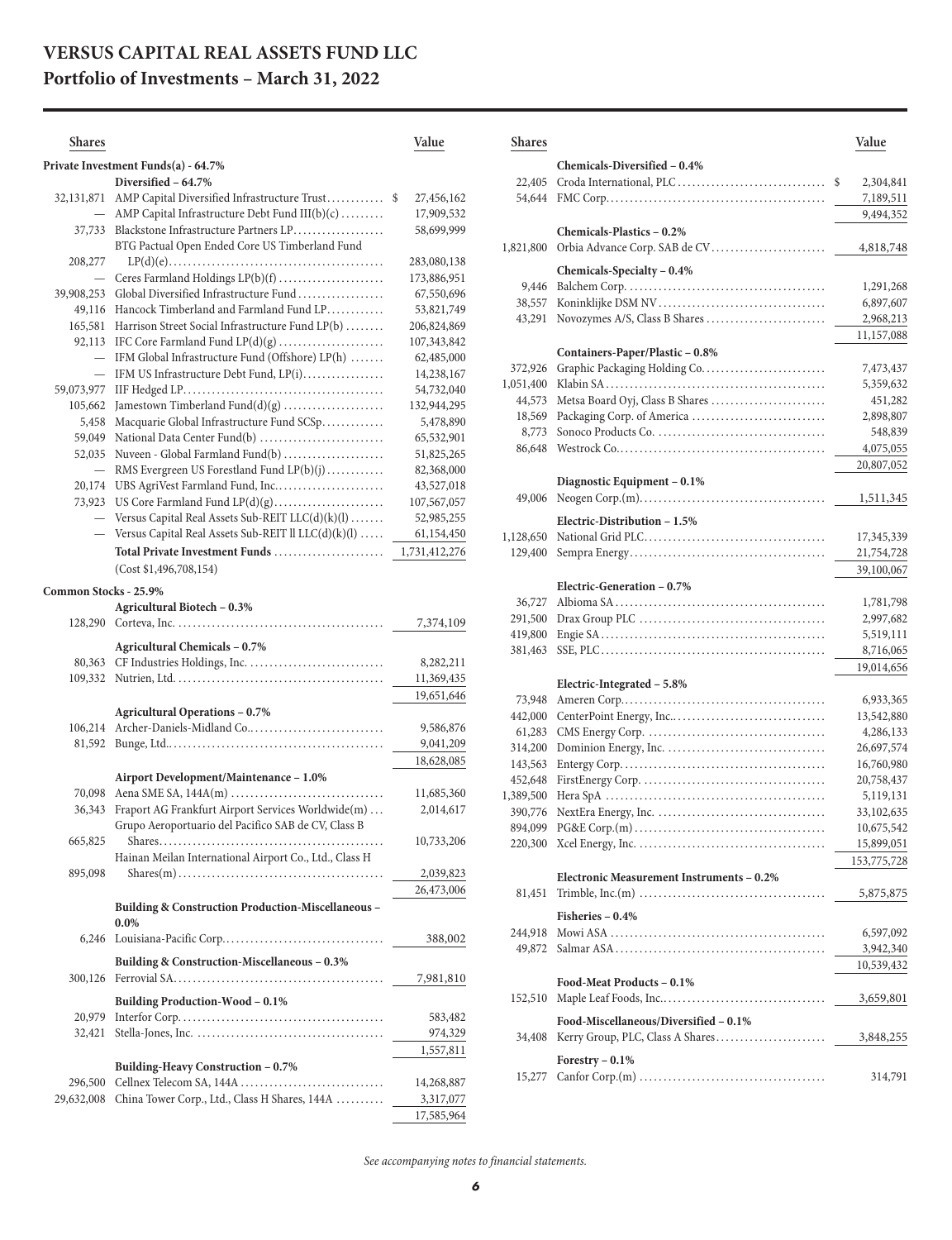# VERSUS CAPITAL REAL ASSETS FUND LLC

## Portfolio of Investments – March 31, 2022

| Shares | | Value |
|---|---|---|
| **Private Investment Funds(a) - 64.7%** | | |
| | **Diversified – 64.7%** | |
| 32,131,871 | AMP Capital Diversified Infrastructure Trust | $ 27,456,162 |
| — | AMP Capital Infrastructure Debt Fund III(b)(c) | 17,909,532 |
| 37,733 | Blackstone Infrastructure Partners LP | 58,699,999 |
| 208,277 | BTG Pactual Open Ended Core US Timberland Fund LP(d)(e) | 283,080,138 |
| — | Ceres Farmland Holdings LP(b)(f) | 173,886,951 |
| 39,908,253 | Global Diversified Infrastructure Fund | 67,550,696 |
| 49,116 | Hancock Timberland and Farmland Fund LP | 53,821,749 |
| 165,581 | Harrison Street Social Infrastructure Fund LP(b) | 206,824,869 |
| 92,113 | IFC Core Farmland Fund LP(d)(g) | 107,343,842 |
| — | IFM Global Infrastructure Fund (Offshore) LP(h) | 62,485,000 |
| — | IFM US Infrastructure Debt Fund, LP(i) | 14,238,167 |
| 59,073,977 | IIF Hedged LP | 54,732,040 |
| 105,662 | Jamestown Timberland Fund(d)(g) | 132,944,295 |
| 5,458 | Macquarie Global Infrastructure Fund SCSp | 5,478,890 |
| 59,049 | National Data Center Fund(b) | 65,532,901 |
| 52,035 | Nuveen - Global Farmland Fund(b) | 51,825,265 |
| — | RMS Evergreen US Forestland Fund LP(b)(j) | 82,368,000 |
| 20,174 | UBS AgriVest Farmland Fund, Inc. | 43,527,018 |
| 73,923 | US Core Farmland Fund LP(d)(g) | 107,567,057 |
| — | Versus Capital Real Assets Sub-REIT LLC(d)(k)(l) | 52,985,255 |
| — | Versus Capital Real Assets Sub-REIT II LLC(d)(k)(l) | 61,154,450 |
| | **Total Private Investment Funds** | 1,731,412,276 |
| | (Cost $1,496,708,154) | |
| **Common Stocks - 25.9%** | | |
| | **Agricultural Biotech – 0.3%** | |
| 128,290 | Corteva, Inc. | 7,374,109 |
| | **Agricultural Chemicals – 0.7%** | |
| 80,363 | CF Industries Holdings, Inc. | 8,282,211 |
| 109,332 | Nutrien, Ltd. | 11,369,435 |
| | | 19,651,646 |
| | **Agricultural Operations – 0.7%** | |
| 106,214 | Archer-Daniels-Midland Co. | 9,586,876 |
| 81,592 | Bunge, Ltd. | 9,041,209 |
| | | 18,628,085 |
| | **Airport Development/Maintenance – 1.0%** | |
| 70,098 | Aena SME SA, 144A(m) | 11,685,360 |
| 36,343 | Fraport AG Frankfurt Airport Services Worldwide(m) | 2,014,617 |
| 665,825 | Grupo Aeroportuario del Pacifico SAB de CV, Class B Shares | 10,733,206 |
| 895,098 | Hainan Meilan International Airport Co., Ltd., Class H Shares(m) | 2,039,823 |
| | | 26,473,006 |
| | **Building & Construction Production-Miscellaneous – 0.0%** | |
| 6,246 | Louisiana-Pacific Corp. | 388,002 |
| | **Building & Construction-Miscellaneous – 0.3%** | |
| 300,126 | Ferrovial SA | 7,981,810 |
| | **Building Production-Wood – 0.1%** | |
| 20,979 | Interfor Corp. | 583,482 |
| 32,421 | Stella-Jones, Inc. | 974,329 |
| | | 1,557,811 |
| | **Building-Heavy Construction – 0.7%** | |
| 296,500 | Cellnex Telecom SA, 144A | 14,268,887 |
| 29,632,008 | China Tower Corp., Ltd., Class H Shares, 144A | 3,317,077 |
| | | 17,585,964 |
| | **Chemicals-Diversified – 0.4%** | |
| 22,405 | Croda International, PLC | $ 2,304,841 |
| 54,644 | FMC Corp. | 7,189,511 |
| | | 9,494,352 |
| | **Chemicals-Plastics – 0.2%** | |
| 1,821,800 | Orbia Advance Corp. SAB de CV | 4,818,748 |
| | **Chemicals-Specialty – 0.4%** | |
| 9,446 | Balchem Corp. | 1,291,268 |
| 38,557 | Koninklijke DSM NV | 6,897,607 |
| 43,291 | Novozymes A/S, Class B Shares | 2,968,213 |
| | | 11,157,088 |
| | **Containers-Paper/Plastic – 0.8%** | |
| 372,926 | Graphic Packaging Holding Co. | 7,473,437 |
| 1,051,400 | Klabin SA | 5,359,632 |
| 44,573 | Metsa Board Oyj, Class B Shares | 451,282 |
| 18,569 | Packaging Corp. of America | 2,898,807 |
| 8,773 | Sonoco Products Co. | 548,839 |
| 86,648 | Westrock Co. | 4,075,055 |
| | | 20,807,052 |
| | **Diagnostic Equipment – 0.1%** | |
| 49,006 | Neogen Corp.(m) | 1,511,345 |
| | **Electric-Distribution – 1.5%** | |
| 1,128,650 | National Grid PLC | 17,345,339 |
| 129,400 | Sempra Energy | 21,754,728 |
| | | 39,100,067 |
| | **Electric-Generation – 0.7%** | |
| 36,727 | Albioma SA | 1,781,798 |
| 291,500 | Drax Group PLC | 2,997,682 |
| 419,800 | Engie SA | 5,519,111 |
| 381,463 | SSE, PLC | 8,716,065 |
| | | 19,014,656 |
| | **Electric-Integrated – 5.8%** | |
| 73,948 | Ameren Corp. | 6,933,365 |
| 442,000 | CenterPoint Energy, Inc. | 13,542,880 |
| 61,283 | CMS Energy Corp. | 4,286,133 |
| 314,200 | Dominion Energy, Inc. | 26,697,574 |
| 143,563 | Entergy Corp. | 16,760,980 |
| 452,648 | FirstEnergy Corp. | 20,758,437 |
| 1,389,500 | Hera SpA | 5,119,131 |
| 390,776 | NextEra Energy, Inc. | 33,102,635 |
| 894,099 | PG&E Corp.(m) | 10,675,542 |
| 220,300 | Xcel Energy, Inc. | 15,899,051 |
| | | 153,775,728 |
| | **Electronic Measurement Instruments – 0.2%** | |
| 81,451 | Trimble, Inc.(m) | 5,875,875 |
| | **Fisheries – 0.4%** | |
| 244,918 | Mowi ASA | 6,597,092 |
| 49,872 | Salmar ASA | 3,942,340 |
| | | 10,539,432 |
| | **Food-Meat Products – 0.1%** | |
| 152,510 | Maple Leaf Foods, Inc. | 3,659,801 |
| | **Food-Miscellaneous/Diversified – 0.1%** | |
| 34,408 | Kerry Group, PLC, Class A Shares | 3,848,255 |
| | **Forestry – 0.1%** | |
| 15,277 | Canfor Corp.(m) | 314,791 |

*See accompanying notes to financial statements.*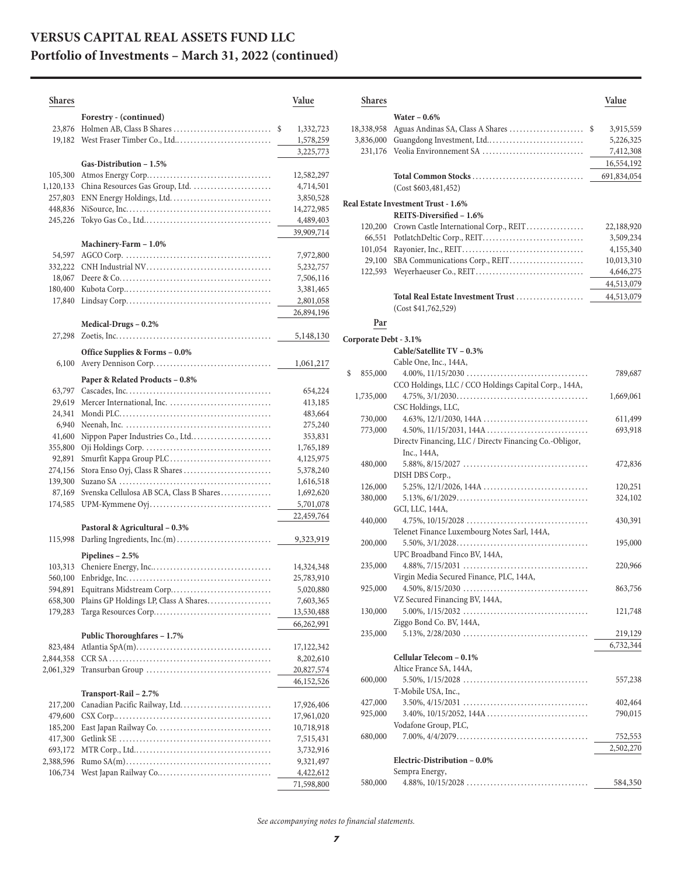# VERSUS CAPITAL REAL ASSETS FUND LLC
## Portfolio of Investments – March 31, 2022 (continued)

| Shares | | Value |
|---|---|---|
| | **Forestry - (continued)** | |
| 23,876 | Holmen AB, Class B Shares | $ 1,332,723 |
| 19,182 | West Fraser Timber Co., Ltd. | 1,578,259 |
| | | 3,225,773 |
| | **Gas-Distribution – 1.5%** | |
| 105,300 | Atmos Energy Corp. | 12,582,297 |
| 1,120,133 | China Resources Gas Group, Ltd. | 4,714,501 |
| 257,803 | ENN Energy Holdings, Ltd. | 3,850,528 |
| 448,836 | NiSource, Inc. | 14,272,985 |
| 245,226 | Tokyo Gas Co., Ltd. | 4,489,403 |
| | | 39,909,714 |
| | **Machinery-Farm – 1.0%** | |
| 54,597 | AGCO Corp. | 7,972,800 |
| 332,222 | CNH Industrial NV | 5,232,757 |
| 18,067 | Deere & Co. | 7,506,116 |
| 180,400 | Kubota Corp. | 3,381,465 |
| 17,840 | Lindsay Corp. | 2,801,058 |
| | | 26,894,196 |
| | **Medical-Drugs – 0.2%** | |
| 27,298 | Zoetis, Inc. | 5,148,130 |
| | **Office Supplies & Forms – 0.0%** | |
| 6,100 | Avery Dennison Corp. | 1,061,217 |
| | **Paper & Related Products – 0.8%** | |
| 63,797 | Cascades, Inc. | 654,224 |
| 29,619 | Mercer International, Inc. | 413,185 |
| 24,341 | Mondi PLC | 483,664 |
| 6,940 | Neenah, Inc. | 275,240 |
| 41,600 | Nippon Paper Industries Co., Ltd. | 353,831 |
| 355,800 | Oji Holdings Corp. | 1,765,189 |
| 92,891 | Smurfit Kappa Group PLC | 4,125,975 |
| 274,156 | Stora Enso Oyj, Class R Shares | 5,378,240 |
| 139,300 | Suzano SA | 1,616,518 |
| 87,169 | Svenska Cellulosa AB SCA, Class B Shares | 1,692,620 |
| 174,585 | UPM-Kymmene Oyj | 5,701,078 |
| | | 22,459,764 |
| | **Pastoral & Agricultural – 0.3%** | |
| 115,998 | Darling Ingredients, Inc.(m) | 9,323,919 |
| | **Pipelines – 2.5%** | |
| 103,313 | Cheniere Energy, Inc. | 14,324,348 |
| 560,100 | Enbridge, Inc. | 25,783,910 |
| 594,891 | Equitrans Midstream Corp. | 5,020,880 |
| 658,300 | Plains GP Holdings LP, Class A Shares | 7,603,365 |
| 179,283 | Targa Resources Corp. | 13,530,488 |
| | | 66,262,991 |
| | **Public Thoroughfares – 1.7%** | |
| 823,484 | Atlantia SpA(m) | 17,122,342 |
| 2,844,358 | CCR SA | 8,202,610 |
| 2,061,329 | Transurban Group | 20,827,574 |
| | | 46,152,526 |
| | **Transport-Rail – 2.7%** | |
| 217,200 | Canadian Pacific Railway, Ltd. | 17,926,406 |
| 479,600 | CSX Corp. | 17,961,020 |
| 185,200 | East Japan Railway Co. | 10,718,918 |
| 417,300 | Getlink SE | 7,515,431 |
| 693,172 | MTR Corp., Ltd. | 3,732,916 |
| 2,388,596 | Rumo SA(m) | 9,321,497 |
| 106,734 | West Japan Railway Co. | 4,422,612 |
| | | 71,598,800 |
| | **Water – 0.6%** | |
| 18,338,958 | Aguas Andinas SA, Class A Shares | $ 3,915,559 |
| 3,836,000 | Guangdong Investment, Ltd. | 5,226,325 |
| 231,176 | Veolia Environnement SA | 7,412,308 |
| | | 16,554,192 |
| | **Total Common Stocks** | 691,834,054 |
| | (Cost $603,481,452) | |
| | **Real Estate Investment Trust - 1.6%** | |
| | **REITS-Diversified – 1.6%** | |
| 120,200 | Crown Castle International Corp., REIT | 22,188,920 |
| 66,551 | PotlatchDeltic Corp., REIT | 3,509,234 |
| 101,054 | Rayonier, Inc., REIT | 4,155,340 |
| 29,100 | SBA Communications Corp., REIT | 10,013,310 |
| 122,593 | Weyerhaeuser Co., REIT | 4,646,275 |
| | | 44,513,079 |
| | **Total Real Estate Investment Trust** | 44,513,079 |
| | (Cost $41,762,529) | |

| Par | | Value |
|---|---|---|
| | **Corporate Debt - 3.1%** | |
| | **Cable/Satellite TV – 0.3%** | |
| | Cable One, Inc., 144A, | |
| $ 855,000 | 4.00%, 11/15/2030 | 789,687 |
| | CCO Holdings, LLC / CCO Holdings Capital Corp., 144A, | |
| 1,735,000 | 4.75%, 3/1/2030 | 1,669,061 |
| | CSC Holdings, LLC, | |
| 730,000 | 4.63%, 12/1/2030, 144A | 611,499 |
| 773,000 | 4.50%, 11/15/2031, 144A | 693,918 |
| | Directv Financing, LLC / Directv Financing Co.-Obligor, Inc., 144A, | |
| 480,000 | 5.88%, 8/15/2027 | 472,836 |
| | DISH DBS Corp., | |
| 126,000 | 5.25%, 12/1/2026, 144A | 120,251 |
| 380,000 | 5.13%, 6/1/2029 | 324,102 |
| | GCI, LLC, 144A, | |
| 440,000 | 4.75%, 10/15/2028 | 430,391 |
| | Telenet Finance Luxembourg Notes Sarl, 144A, | |
| 200,000 | 5.50%, 3/1/2028 | 195,000 |
| | UPC Broadband Finco BV, 144A, | |
| 235,000 | 4.88%, 7/15/2031 | 220,966 |
| | Virgin Media Secured Finance, PLC, 144A, | |
| 925,000 | 4.50%, 8/15/2030 | 863,756 |
| | VZ Secured Financing BV, 144A, | |
| 130,000 | 5.00%, 1/15/2032 | 121,748 |
| | Ziggo Bond Co. BV, 144A, | |
| 235,000 | 5.13%, 2/28/2030 | 219,129 |
| | | 6,732,344 |
| | **Cellular Telecom – 0.1%** | |
| | Altice France SA, 144A, | |
| 600,000 | 5.50%, 1/15/2028 | 557,238 |
| | T-Mobile USA, Inc., | |
| 427,000 | 3.50%, 4/15/2031 | 402,464 |
| 925,000 | 3.40%, 10/15/2052, 144A | 790,015 |
| | Vodafone Group, PLC, | |
| 680,000 | 7.00%, 4/4/2079 | 752,553 |
| | | 2,502,270 |
| | **Electric-Distribution – 0.0%** | |
| | Sempra Energy, | |
| 580,000 | 4.88%, 10/15/2028 | 584,350 |

*See accompanying notes to financial statements.*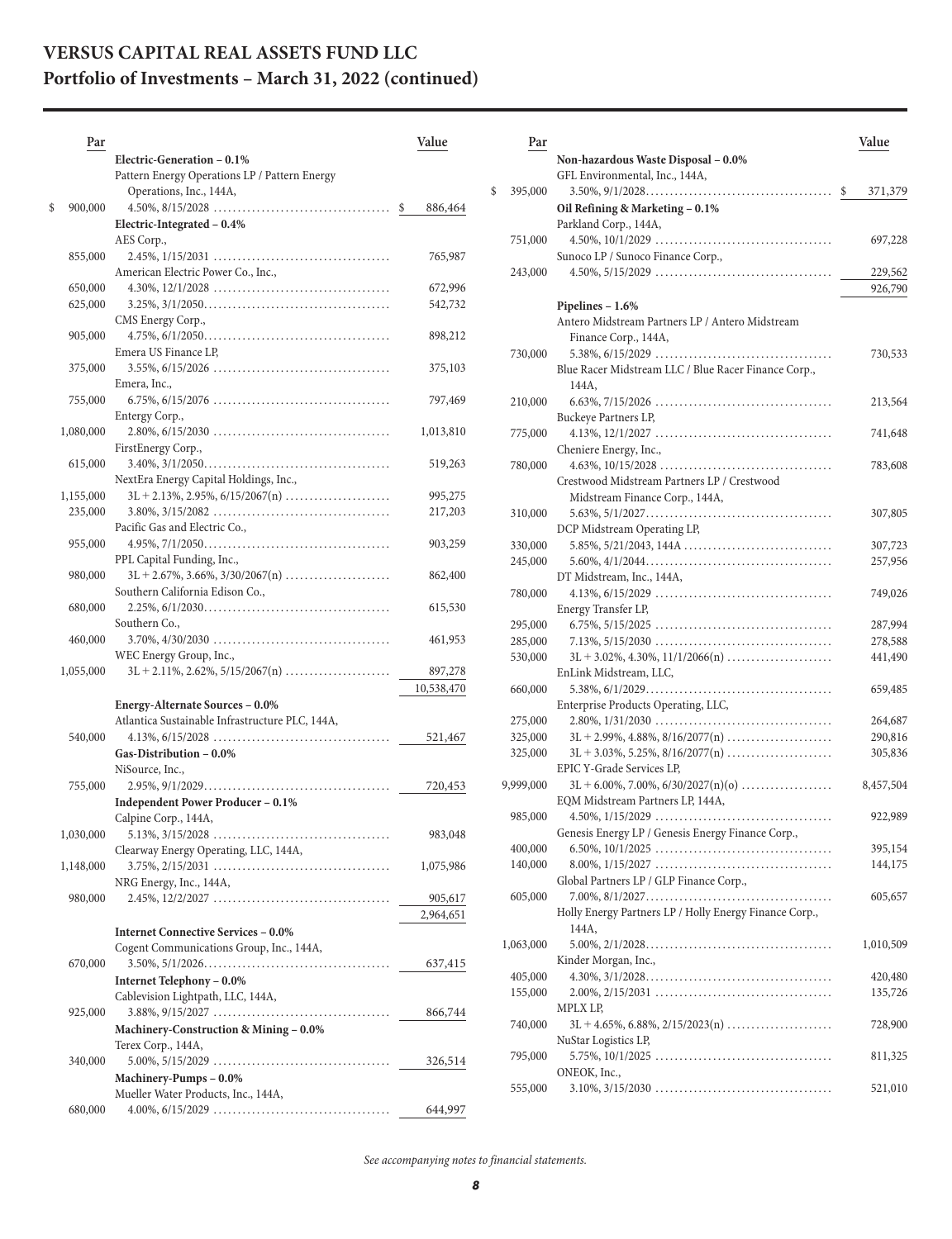# VERSUS CAPITAL REAL ASSETS FUND LLC
## Portfolio of Investments – March 31, 2022 (continued)

| Par | | Value |
|---|---|---|
| | **Electric-Generation – 0.1%** | |
| | Pattern Energy Operations LP / Pattern Energy Operations, Inc., 144A, | |
| $ 900,000 | 4.50%, 8/15/2028 | $ 886,464 |
| | **Electric-Integrated – 0.4%** | |
| | AES Corp., | |
| 855,000 | 2.45%, 1/15/2031 | 765,987 |
| | American Electric Power Co., Inc., | |
| 650,000 | 4.30%, 12/1/2028 | 672,996 |
| 625,000 | 3.25%, 3/1/2050 | 542,732 |
| | CMS Energy Corp., | |
| 905,000 | 4.75%, 6/1/2050 | 898,212 |
| | Emera US Finance LP, | |
| 375,000 | 3.55%, 6/15/2026 | 375,103 |
| | Emera, Inc., | |
| 755,000 | 6.75%, 6/15/2076 | 797,469 |
| | Entergy Corp., | |
| 1,080,000 | 2.80%, 6/15/2030 | 1,013,810 |
| | FirstEnergy Corp., | |
| 615,000 | 3.40%, 3/1/2050 | 519,263 |
| | NextEra Energy Capital Holdings, Inc., | |
| 1,155,000 | 3L + 2.13%, 2.95%, 6/15/2067(n) | 995,275 |
| 235,000 | 3.80%, 3/15/2082 | 217,203 |
| | Pacific Gas and Electric Co., | |
| 955,000 | 4.95%, 7/1/2050 | 903,259 |
| | PPL Capital Funding, Inc., | |
| 980,000 | 3L + 2.67%, 3.66%, 3/30/2067(n) | 862,400 |
| | Southern California Edison Co., | |
| 680,000 | 2.25%, 6/1/2030 | 615,530 |
| | Southern Co., | |
| 460,000 | 3.70%, 4/30/2030 | 461,953 |
| | WEC Energy Group, Inc., | |
| 1,055,000 | 3L + 2.11%, 2.62%, 5/15/2067(n) | 897,278 |
| | | 10,538,470 |
| | **Energy-Alternate Sources – 0.0%** | |
| | Atlantica Sustainable Infrastructure PLC, 144A, | |
| 540,000 | 4.13%, 6/15/2028 | 521,467 |
| | **Gas-Distribution – 0.0%** | |
| | NiSource, Inc., | |
| 755,000 | 2.95%, 9/1/2029 | 720,453 |
| | **Independent Power Producer – 0.1%** | |
| | Calpine Corp., 144A, | |
| 1,030,000 | 5.13%, 3/15/2028 | 983,048 |
| | Clearway Energy Operating, LLC, 144A, | |
| 1,148,000 | 3.75%, 2/15/2031 | 1,075,986 |
| | NRG Energy, Inc., 144A, | |
| 980,000 | 2.45%, 12/2/2027 | 905,617 |
| | | 2,964,651 |
| | **Internet Connective Services – 0.0%** | |
| | Cogent Communications Group, Inc., 144A, | |
| 670,000 | 3.50%, 5/1/2026 | 637,415 |
| | **Internet Telephony – 0.0%** | |
| | Cablevision Lightpath, LLC, 144A, | |
| 925,000 | 3.88%, 9/15/2027 | 866,744 |
| | **Machinery-Construction & Mining – 0.0%** | |
| | Terex Corp., 144A, | |
| 340,000 | 5.00%, 5/15/2029 | 326,514 |
| | **Machinery-Pumps – 0.0%** | |
| | Mueller Water Products, Inc., 144A, | |
| 680,000 | 4.00%, 6/15/2029 | 644,997 |
| | **Non-hazardous Waste Disposal – 0.0%** | |
| | GFL Environmental, Inc., 144A, | |
| $ 395,000 | 3.50%, 9/1/2028 | $ 371,379 |
| | **Oil Refining & Marketing – 0.1%** | |
| | Parkland Corp., 144A, | |
| 751,000 | 4.50%, 10/1/2029 | 697,228 |
| | Sunoco LP / Sunoco Finance Corp., | |
| 243,000 | 4.50%, 5/15/2029 | 229,562 |
| | | 926,790 |
| | **Pipelines – 1.6%** | |
| | Antero Midstream Partners LP / Antero Midstream Finance Corp., 144A, | |
| 730,000 | 5.38%, 6/15/2029 | 730,533 |
| | Blue Racer Midstream LLC / Blue Racer Finance Corp., 144A, | |
| 210,000 | 6.63%, 7/15/2026 | 213,564 |
| | Buckeye Partners LP, | |
| 775,000 | 4.13%, 12/1/2027 | 741,648 |
| | Cheniere Energy, Inc., | |
| 780,000 | 4.63%, 10/15/2028 | 783,608 |
| | Crestwood Midstream Partners LP / Crestwood Midstream Finance Corp., 144A, | |
| 310,000 | 5.63%, 5/1/2027 | 307,805 |
| | DCP Midstream Operating LP, | |
| 330,000 | 5.85%, 5/21/2043, 144A | 307,723 |
| 245,000 | 5.60%, 4/1/2044 | 257,956 |
| | DT Midstream, Inc., 144A, | |
| 780,000 | 4.13%, 6/15/2029 | 749,026 |
| | Energy Transfer LP, | |
| 295,000 | 6.75%, 5/15/2025 | 287,994 |
| 285,000 | 7.13%, 5/15/2030 | 278,588 |
| 530,000 | 3L + 3.02%, 4.30%, 11/1/2066(n) | 441,490 |
| | EnLink Midstream, LLC, | |
| 660,000 | 5.38%, 6/1/2029 | 659,485 |
| | Enterprise Products Operating, LLC, | |
| 275,000 | 2.80%, 1/31/2030 | 264,687 |
| 325,000 | 3L + 2.99%, 4.88%, 8/16/2077(n) | 290,816 |
| 325,000 | 3L + 3.03%, 5.25%, 8/16/2077(n) | 305,836 |
| | EPIC Y-Grade Services LP, | |
| 9,999,000 | 3L + 6.00%, 7.00%, 6/30/2027(n)(o) | 8,457,504 |
| | EQM Midstream Partners LP, 144A, | |
| 985,000 | 4.50%, 1/15/2029 | 922,989 |
| | Genesis Energy LP / Genesis Energy Finance Corp., | |
| 400,000 | 6.50%, 10/1/2025 | 395,154 |
| 140,000 | 8.00%, 1/15/2027 | 144,175 |
| | Global Partners LP / GLP Finance Corp., | |
| 605,000 | 7.00%, 8/1/2027 | 605,657 |
| | Holly Energy Partners LP / Holly Energy Finance Corp., 144A, | |
| 1,063,000 | 5.00%, 2/1/2028 | 1,010,509 |
| | Kinder Morgan, Inc., | |
| 405,000 | 4.30%, 3/1/2028 | 420,480 |
| 155,000 | 2.00%, 2/15/2031 | 135,726 |
| | MPLX LP, | |
| 740,000 | 3L + 4.65%, 6.88%, 2/15/2023(n) | 728,900 |
| | NuStar Logistics LP, | |
| 795,000 | 5.75%, 10/1/2025 | 811,325 |
| | ONEOK, Inc., | |
| 555,000 | 3.10%, 3/15/2030 | 521,010 |

*See accompanying notes to financial statements.*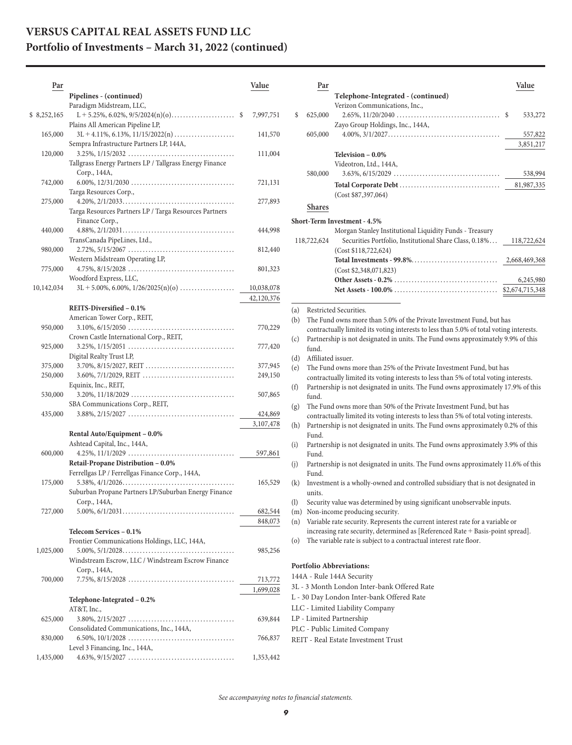# VERSUS CAPITAL REAL ASSETS FUND LLC

## Portfolio of Investments – March 31, 2022 (continued)

| Par | | Value |
|---|---|---|
| | **Pipelines - (continued)** | |
| | Paradigm Midstream, LLC, | |
| $ 8,252,165 | L + 5.25%, 6.02%, 9/5/2024(n)(o) | $ 7,997,751 |
| | Plains All American Pipeline LP, | |
| 165,000 | 3L + 4.11%, 6.13%, 11/15/2022(n) | 141,570 |
| | Sempra Infrastructure Partners LP, 144A, | |
| 120,000 | 3.25%, 1/15/2032 | 111,004 |
| | Tallgrass Energy Partners LP / Tallgrass Energy Finance Corp., 144A, | |
| 742,000 | 6.00%, 12/31/2030 | 721,131 |
| | Targa Resources Corp., | |
| 275,000 | 4.20%, 2/1/2033 | 277,893 |
| | Targa Resources Partners LP / Targa Resources Partners Finance Corp., | |
| 440,000 | 4.88%, 2/1/2031 | 444,998 |
| | TransCanada PipeLines, Ltd., | |
| 980,000 | 2.72%, 5/15/2067 | 812,440 |
| | Western Midstream Operating LP, | |
| 775,000 | 4.75%, 8/15/2028 | 801,323 |
| | Woodford Express, LLC, | |
| 10,142,034 | 3L + 5.00%, 6.00%, 1/26/2025(n)(o) | 10,038,078 |
| | | 42,120,376 |
| | **REITS-Diversified – 0.1%** | |
| | American Tower Corp., REIT, | |
| 950,000 | 3.10%, 6/15/2050 | 770,229 |
| | Crown Castle International Corp., REIT, | |
| 925,000 | 3.25%, 1/15/2051 | 777,420 |
| | Digital Realty Trust LP, | |
| 375,000 | 3.70%, 8/15/2027, REIT | 377,945 |
| 250,000 | 3.60%, 7/1/2029, REIT | 249,150 |
| | Equinix, Inc., REIT, | |
| 530,000 | 3.20%, 11/18/2029 | 507,865 |
| | SBA Communications Corp., REIT, | |
| 435,000 | 3.88%, 2/15/2027 | 424,869 |
| | | 3,107,478 |
| | **Rental Auto/Equipment – 0.0%** | |
| | Ashtead Capital, Inc., 144A, | |
| 600,000 | 4.25%, 11/1/2029 | 597,861 |
| | **Retail-Propane Distribution – 0.0%** | |
| | Ferrellgas LP / Ferrellgas Finance Corp., 144A, | |
| 175,000 | 5.38%, 4/1/2026 | 165,529 |
| | Suburban Propane Partners LP/Suburban Energy Finance Corp., 144A, | |
| 727,000 | 5.00%, 6/1/2031 | 682,544 |
| | | 848,073 |
| | **Telecom Services – 0.1%** | |
| | Frontier Communications Holdings, LLC, 144A, | |
| 1,025,000 | 5.00%, 5/1/2028 | 985,256 |
| | Windstream Escrow, LLC / Windstream Escrow Finance Corp., 144A, | |
| 700,000 | 7.75%, 8/15/2028 | 713,772 |
| | | 1,699,028 |
| | **Telephone-Integrated – 0.2%** | |
| | AT&T, Inc., | |
| 625,000 | 3.80%, 2/15/2027 | 639,844 |
| | Consolidated Communications, Inc., 144A, | |
| 830,000 | 6.50%, 10/1/2028 | 766,837 |
| | Level 3 Financing, Inc., 144A, | |
| 1,435,000 | 4.63%, 9/15/2027 | 1,353,442 |
| | **Telephone-Integrated - (continued)** | |
| | Verizon Communications, Inc., | |
| $ 625,000 | 2.65%, 11/20/2040 | $ 533,272 |
| | Zayo Group Holdings, Inc., 144A, | |
| 605,000 | 4.00%, 3/1/2027 | 557,822 |
| | | 3,851,217 |
| | **Television – 0.0%** | |
| | Videotron, Ltd., 144A, | |
| 580,000 | 3.63%, 6/15/2029 | 538,994 |
| | **Total Corporate Debt** | 81,987,335 |
| | (Cost $87,397,064) | |
| **Shares** | | |
| | **Short-Term Investment - 4.5%** | |
| | Morgan Stanley Institutional Liquidity Funds - Treasury Securities Portfolio, Institutional Share Class, 0.18% | |
| 118,722,624 | | 118,722,624 |
| | (Cost $118,722,624) | |
| | **Total Investments - 99.8%** | 2,668,469,368 |
| | (Cost $2,348,071,823) | |
| | **Other Assets - 0.2%** | 6,245,980 |
| | **Net Assets - 100.0%** | $2,674,715,348 |

(a) Restricted Securities.
(b) The Fund owns more than 5.0% of the Private Investment Fund, but has contractually limited its voting interests to less than 5.0% of total voting interests.
(c) Partnership is not designated in units. The Fund owns approximately 9.9% of this fund.
(d) Affiliated issuer.
(e) The Fund owns more than 25% of the Private Investment Fund, but has contractually limited its voting interests to less than 5% of total voting interests.
(f) Partnership is not designated in units. The Fund owns approximately 17.9% of this fund.
(g) The Fund owns more than 50% of the Private Investment Fund, but has contractually limited its voting interests to less than 5% of total voting interests.
(h) Partnership is not designated in units. The Fund owns approximately 0.2% of this Fund.
(i) Partnership is not designated in units. The Fund owns approximately 3.9% of this Fund.
(j) Partnership is not designated in units. The Fund owns approximately 11.6% of this Fund.
(k) Investment is a wholly-owned and controlled subsidiary that is not designated in units.
(l) Security value was determined by using significant unobservable inputs.
(m) Non-income producing security.
(n) Variable rate security. Represents the current interest rate for a variable or increasing rate security, determined as [Referenced Rate + Basis-point spread].
(o) The variable rate is subject to a contractual interest rate floor.

**Portfolio Abbreviations:**

144A - Rule 144A Security
3L - 3 Month London Inter-bank Offered Rate
L - 30 Day London Inter-bank Offered Rate
LLC - Limited Liability Company
LP - Limited Partnership
PLC - Public Limited Company
REIT - Real Estate Investment Trust

*See accompanying notes to financial statements.*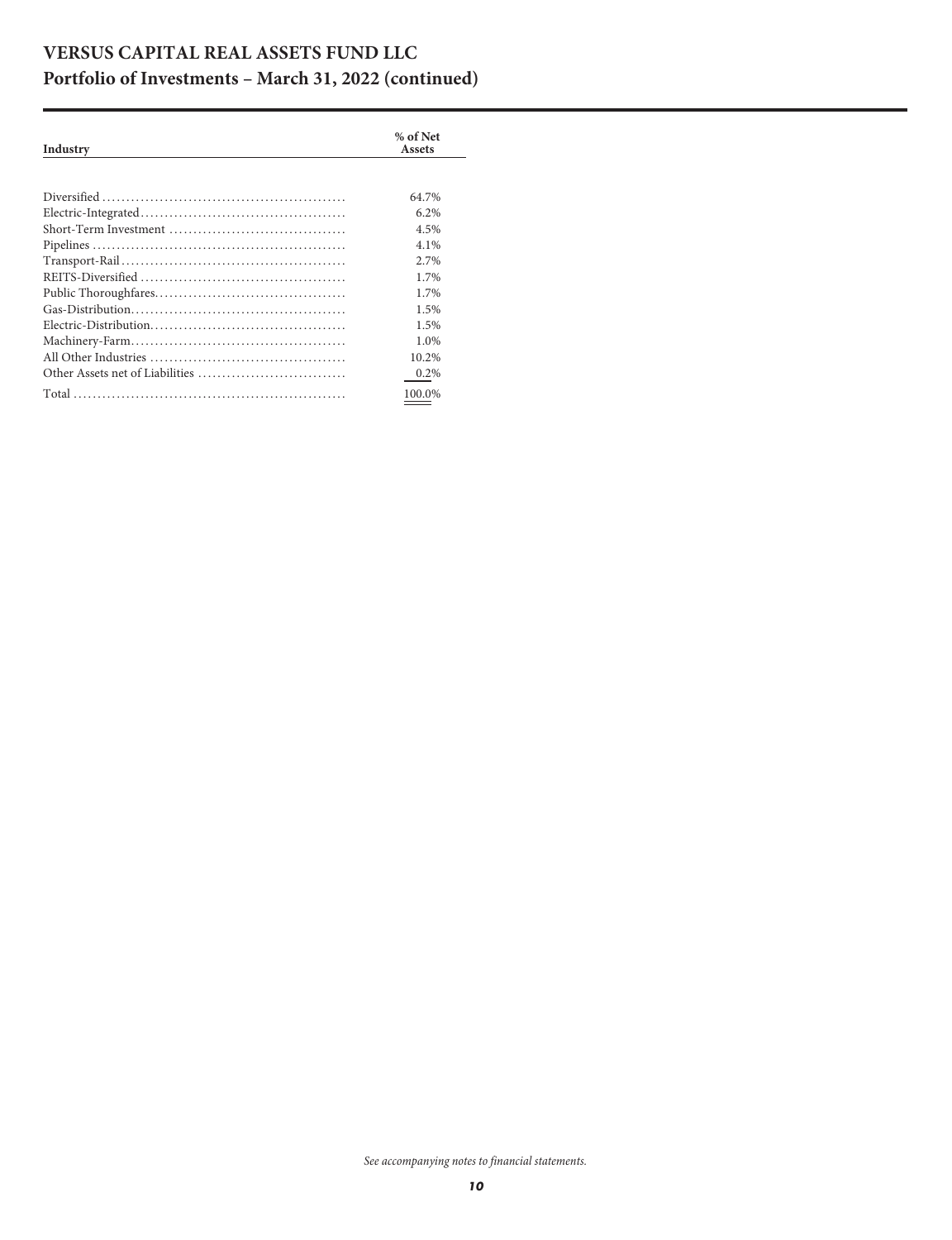# VERSUS CAPITAL REAL ASSETS FUND LLC
## Portfolio of Investments – March 31, 2022 (continued)

| Industry | % of Net Assets |
|---|---|
| Diversified | 64.7% |
| Electric-Integrated | 6.2% |
| Short-Term Investment | 4.5% |
| Pipelines | 4.1% |
| Transport-Rail | 2.7% |
| REITS-Diversified | 1.7% |
| Public Thoroughfares | 1.7% |
| Gas-Distribution | 1.5% |
| Electric-Distribution | 1.5% |
| Machinery-Farm | 1.0% |
| All Other Industries | 10.2% |
| Other Assets net of Liabilities | 0.2% |
| Total | 100.0% |

*See accompanying notes to financial statements.*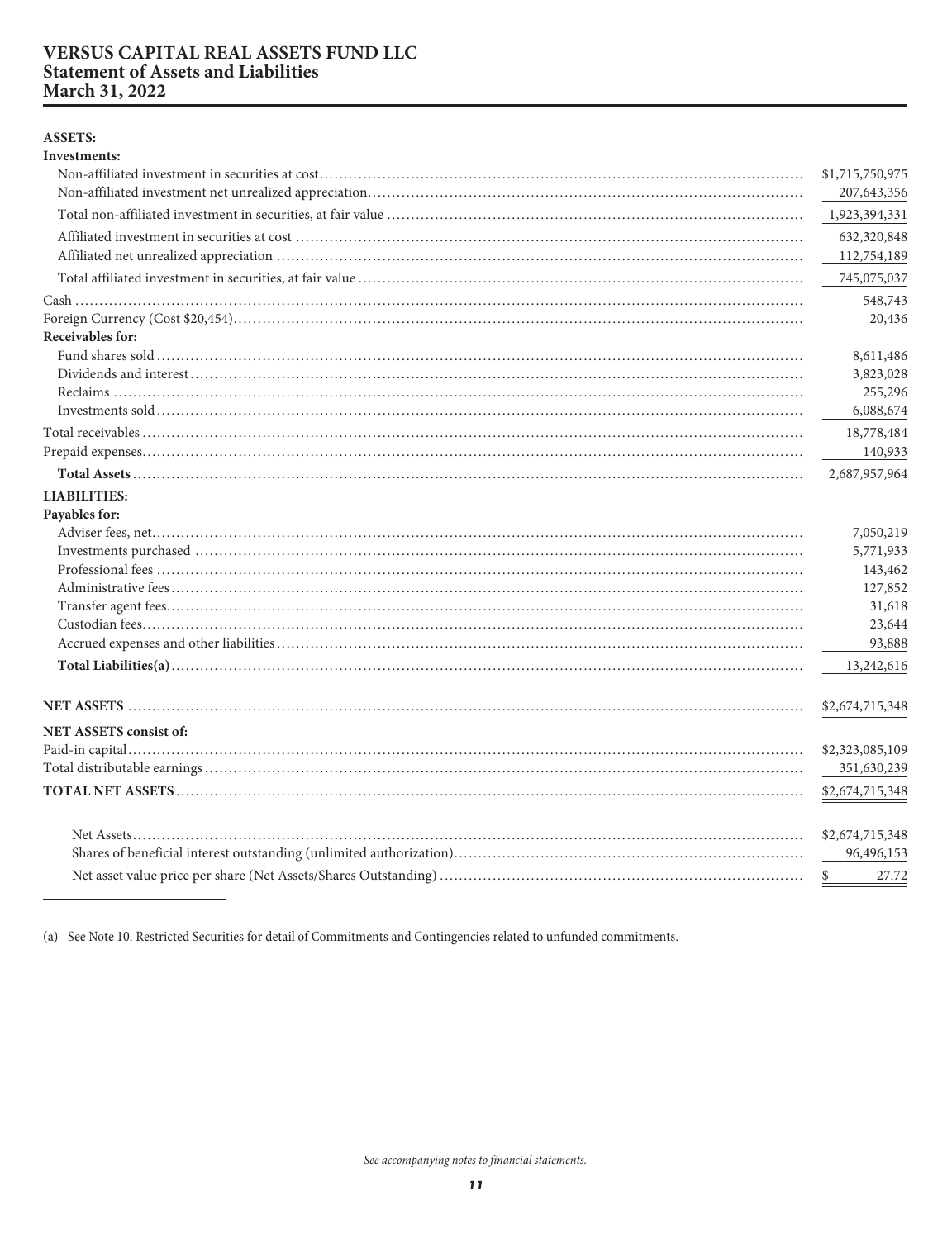# VERSUS CAPITAL REAL ASSETS FUND LLC
## Statement of Assets and Liabilities
## March 31, 2022

| | |
|---|---|
| **ASSETS:** | |
| **Investments:** | |
| Non-affiliated investment in securities at cost | $1,715,750,975 |
| Non-affiliated investment net unrealized appreciation | 207,643,356 |
| Total non-affiliated investment in securities, at fair value | 1,923,394,331 |
| Affiliated investment in securities at cost | 632,320,848 |
| Affiliated net unrealized appreciation | 112,754,189 |
| Total affiliated investment in securities, at fair value | 745,075,037 |
| Cash | 548,743 |
| Foreign Currency (Cost $20,454) | 20,436 |
| **Receivables for:** | |
| Fund shares sold | 8,611,486 |
| Dividends and interest | 3,823,028 |
| Reclaims | 255,296 |
| Investments sold | 6,088,674 |
| Total receivables | 18,778,484 |
| Prepaid expenses | 140,933 |
| **Total Assets** | 2,687,957,964 |
| **LIABILITIES:** | |
| **Payables for:** | |
| Adviser fees, net | 7,050,219 |
| Investments purchased | 5,771,933 |
| Professional fees | 143,462 |
| Administrative fees | 127,852 |
| Transfer agent fees | 31,618 |
| Custodian fees | 23,644 |
| Accrued expenses and other liabilities | 93,888 |
| **Total Liabilities(a)** | 13,242,616 |
| **NET ASSETS** | $2,674,715,348 |
| **NET ASSETS consist of:** | |
| Paid-in capital | $2,323,085,109 |
| Total distributable earnings | 351,630,239 |
| **TOTAL NET ASSETS** | $2,674,715,348 |
| Net Assets | $2,674,715,348 |
| Shares of beneficial interest outstanding (unlimited authorization) | 96,496,153 |
| Net asset value price per share (Net Assets/Shares Outstanding) | $ 27.72 |

(a) See Note 10. Restricted Securities for detail of Commitments and Contingencies related to unfunded commitments.

*See accompanying notes to financial statements.*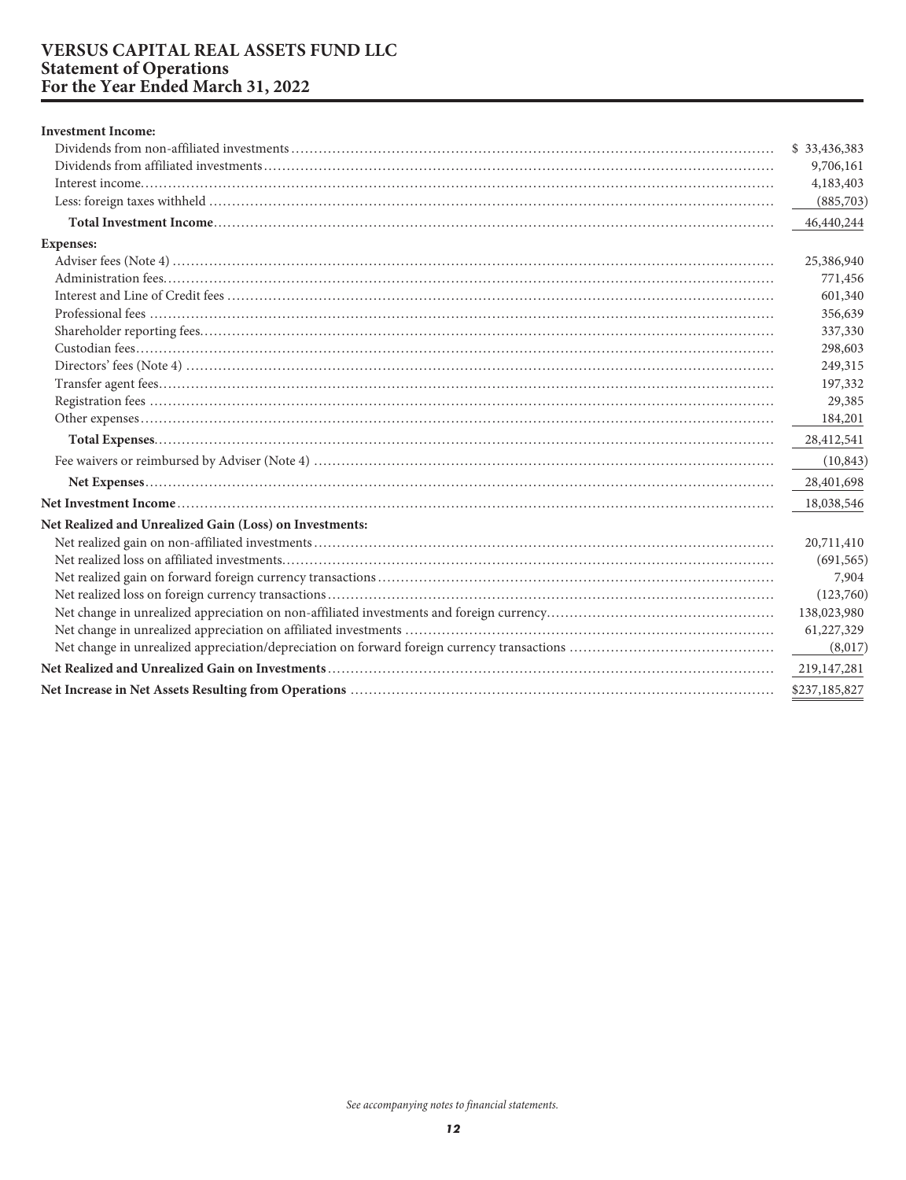# VERSUS CAPITAL REAL ASSETS FUND LLC
## Statement of Operations
## For the Year Ended March 31, 2022

| | |
|---|---|
| **Investment Income:** | |
| Dividends from non-affiliated investments | $ 33,436,383 |
| Dividends from affiliated investments | 9,706,161 |
| Interest income | 4,183,403 |
| Less: foreign taxes withheld | (885,703) |
| **Total Investment Income** | 46,440,244 |
| **Expenses:** | |
| Adviser fees (Note 4) | 25,386,940 |
| Administration fees | 771,456 |
| Interest and Line of Credit fees | 601,340 |
| Professional fees | 356,639 |
| Shareholder reporting fees | 337,330 |
| Custodian fees | 298,603 |
| Directors' fees (Note 4) | 249,315 |
| Transfer agent fees | 197,332 |
| Registration fees | 29,385 |
| Other expenses | 184,201 |
| **Total Expenses** | 28,412,541 |
| Fee waivers or reimbursed by Adviser (Note 4) | (10,843) |
| **Net Expenses** | 28,401,698 |
| **Net Investment Income** | 18,038,546 |
| **Net Realized and Unrealized Gain (Loss) on Investments:** | |
| Net realized gain on non-affiliated investments | 20,711,410 |
| Net realized loss on affiliated investments | (691,565) |
| Net realized gain on forward foreign currency transactions | 7,904 |
| Net realized loss on foreign currency transactions | (123,760) |
| Net change in unrealized appreciation on non-affiliated investments and foreign currency | 138,023,980 |
| Net change in unrealized appreciation on affiliated investments | 61,227,329 |
| Net change in unrealized appreciation/depreciation on forward foreign currency transactions | (8,017) |
| **Net Realized and Unrealized Gain on Investments** | 219,147,281 |
| **Net Increase in Net Assets Resulting from Operations** | $237,185,827 |

*See accompanying notes to financial statements.*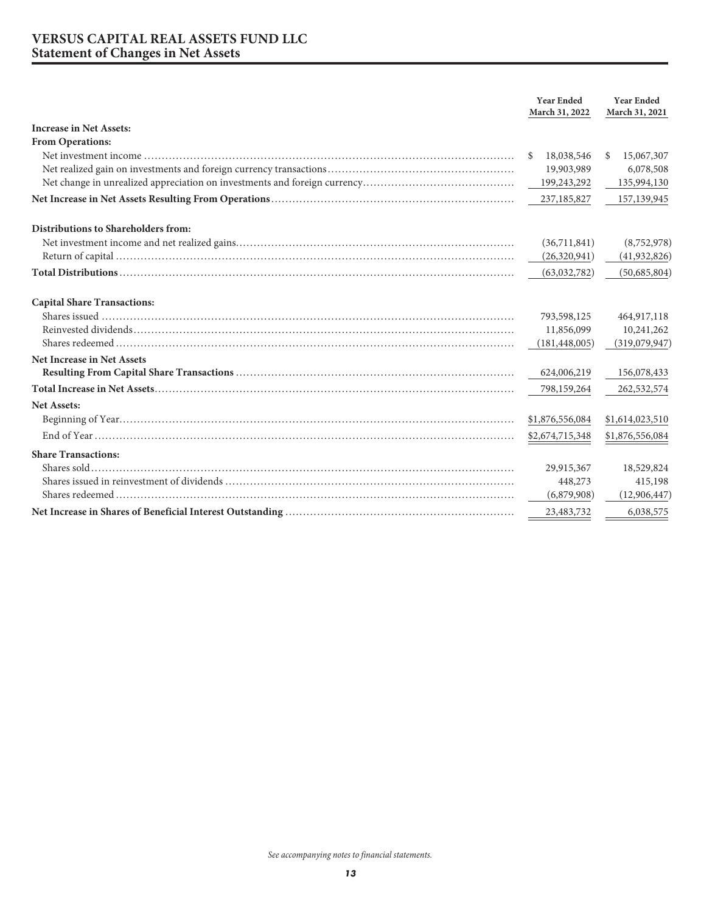# VERSUS CAPITAL REAL ASSETS FUND LLC
## Statement of Changes in Net Assets

| | Year Ended March 31, 2022 | Year Ended March 31, 2021 |
|---|---|---|
| **Increase in Net Assets:** | | |
| **From Operations:** | | |
| Net investment income | $ 18,038,546 | $ 15,067,307 |
| Net realized gain on investments and foreign currency transactions | 19,903,989 | 6,078,508 |
| Net change in unrealized appreciation on investments and foreign currency | 199,243,292 | 135,994,130 |
| **Net Increase in Net Assets Resulting From Operations** | 237,185,827 | 157,139,945 |
| **Distributions to Shareholders from:** | | |
| Net investment income and net realized gains | (36,711,841) | (8,752,978) |
| Return of capital | (26,320,941) | (41,932,826) |
| **Total Distributions** | (63,032,782) | (50,685,804) |
| **Capital Share Transactions:** | | |
| Shares issued | 793,598,125 | 464,917,118 |
| Reinvested dividends | 11,856,099 | 10,241,262 |
| Shares redeemed | (181,448,005) | (319,079,947) |
| **Net Increase in Net Assets Resulting From Capital Share Transactions** | 624,006,219 | 156,078,433 |
| **Total Increase in Net Assets** | 798,159,264 | 262,532,574 |
| **Net Assets:** | | |
| Beginning of Year | $1,876,556,084 | $1,614,023,510 |
| End of Year | $2,674,715,348 | $1,876,556,084 |
| **Share Transactions:** | | |
| Shares sold | 29,915,367 | 18,529,824 |
| Shares issued in reinvestment of dividends | 448,273 | 415,198 |
| Shares redeemed | (6,879,908) | (12,906,447) |
| **Net Increase in Shares of Beneficial Interest Outstanding** | 23,483,732 | 6,038,575 |

*See accompanying notes to financial statements.*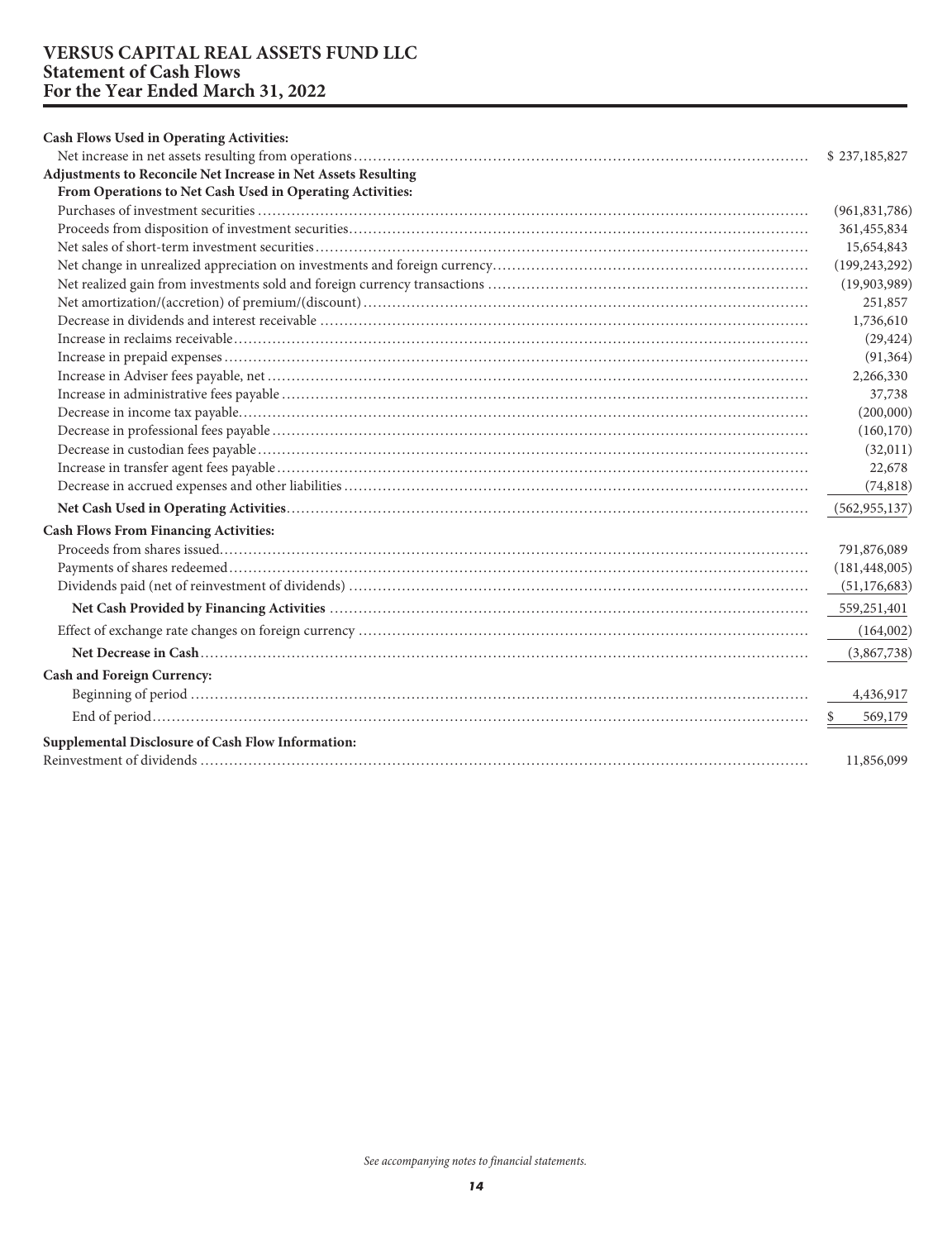# VERSUS CAPITAL REAL ASSETS FUND LLC
## Statement of Cash Flows
## For the Year Ended March 31, 2022

| | |
|---|---|
| **Cash Flows Used in Operating Activities:** | |
| Net increase in net assets resulting from operations | $ 237,185,827 |
| **Adjustments to Reconcile Net Increase in Net Assets Resulting From Operations to Net Cash Used in Operating Activities:** | |
| Purchases of investment securities | (961,831,786) |
| Proceeds from disposition of investment securities | 361,455,834 |
| Net sales of short-term investment securities | 15,654,843 |
| Net change in unrealized appreciation on investments and foreign currency | (199,243,292) |
| Net realized gain from investments sold and foreign currency transactions | (19,903,989) |
| Net amortization/(accretion) of premium/(discount) | 251,857 |
| Decrease in dividends and interest receivable | 1,736,610 |
| Increase in reclaims receivable | (29,424) |
| Increase in prepaid expenses | (91,364) |
| Increase in Adviser fees payable, net | 2,266,330 |
| Increase in administrative fees payable | 37,738 |
| Decrease in income tax payable | (200,000) |
| Decrease in professional fees payable | (160,170) |
| Decrease in custodian fees payable | (32,011) |
| Increase in transfer agent fees payable | 22,678 |
| Decrease in accrued expenses and other liabilities | (74,818) |
| **Net Cash Used in Operating Activities** | (562,955,137) |
| **Cash Flows From Financing Activities:** | |
| Proceeds from shares issued | 791,876,089 |
| Payments of shares redeemed | (181,448,005) |
| Dividends paid (net of reinvestment of dividends) | (51,176,683) |
| **Net Cash Provided by Financing Activities** | 559,251,401 |
| Effect of exchange rate changes on foreign currency | (164,002) |
| **Net Decrease in Cash** | (3,867,738) |
| **Cash and Foreign Currency:** | |
| Beginning of period | 4,436,917 |
| End of period | $ 569,179 |
| **Supplemental Disclosure of Cash Flow Information:** | |
| Reinvestment of dividends | 11,856,099 |

*See accompanying notes to financial statements.*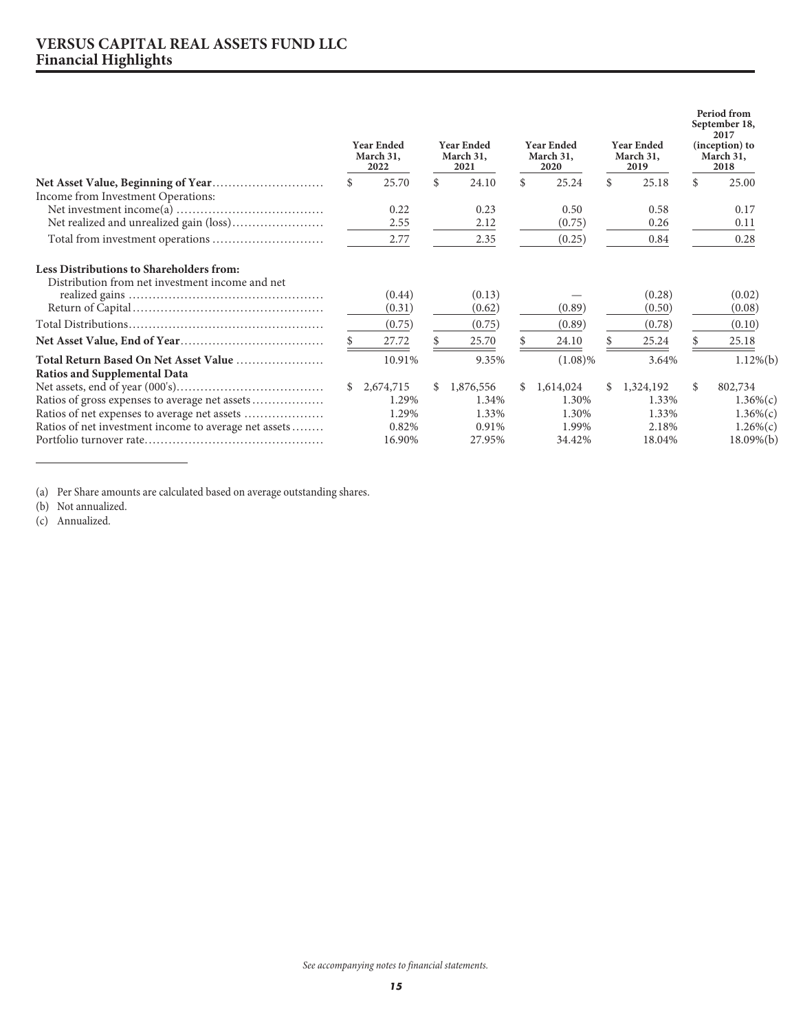# VERSUS CAPITAL REAL ASSETS FUND LLC
## Financial Highlights

| | Year Ended March 31, 2022 | Year Ended March 31, 2021 | Year Ended March 31, 2020 | Year Ended March 31, 2019 | Period from September 18, 2017 (inception) to March 31, 2018 |
|---|---|---|---|---|---|
| **Net Asset Value, Beginning of Year** | $ 25.70 | $ 24.10 | $ 25.24 | $ 25.18 | $ 25.00 |
| Income from Investment Operations: | | | | | |
| Net investment income(a) | 0.22 | 0.23 | 0.50 | 0.58 | 0.17 |
| Net realized and unrealized gain (loss) | 2.55 | 2.12 | (0.75) | 0.26 | 0.11 |
| Total from investment operations | 2.77 | 2.35 | (0.25) | 0.84 | 0.28 |
| **Less Distributions to Shareholders from:** | | | | | |
| Distribution from net investment income and net realized gains | (0.44) | (0.13) | — | (0.28) | (0.02) |
| Return of Capital | (0.31) | (0.62) | (0.89) | (0.50) | (0.08) |
| Total Distributions | (0.75) | (0.75) | (0.89) | (0.78) | (0.10) |
| **Net Asset Value, End of Year** | $ 27.72 | $ 25.70 | $ 24.10 | $ 25.24 | $ 25.18 |
| **Total Return Based On Net Asset Value** | 10.91% | 9.35% | (1.08)% | 3.64% | 1.12%(b) |
| **Ratios and Supplemental Data** | | | | | |
| Net assets, end of year (000's) | $ 2,674,715 | $ 1,876,556 | $ 1,614,024 | $ 1,324,192 | $ 802,734 |
| Ratios of gross expenses to average net assets | 1.29% | 1.34% | 1.30% | 1.33% | 1.36%(c) |
| Ratios of net expenses to average net assets | 1.29% | 1.33% | 1.30% | 1.33% | 1.36%(c) |
| Ratios of net investment income to average net assets | 0.82% | 0.91% | 1.99% | 2.18% | 1.26%(c) |
| Portfolio turnover rate | 16.90% | 27.95% | 34.42% | 18.04% | 18.09%(b) |

(a) Per Share amounts are calculated based on average outstanding shares.

(b) Not annualized.

(c) Annualized.

*See accompanying notes to financial statements.*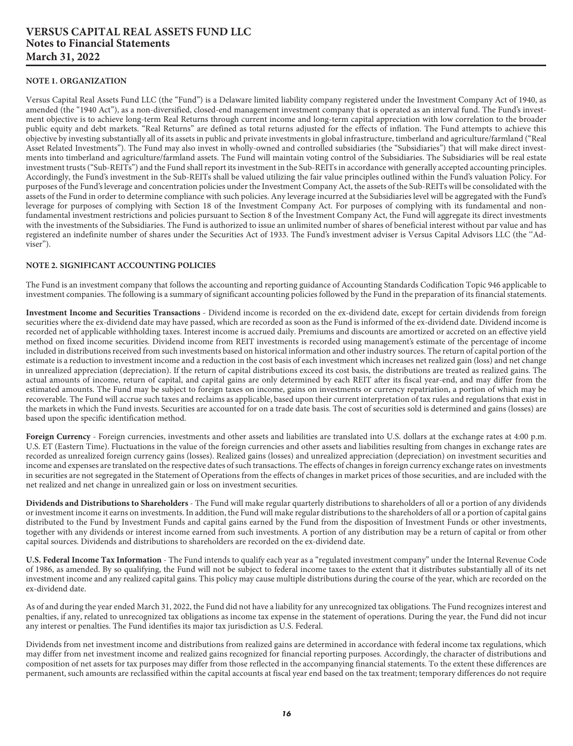# VERSUS CAPITAL REAL ASSETS FUND LLC
## Notes to Financial Statements
## March 31, 2022

### NOTE 1. ORGANIZATION

Versus Capital Real Assets Fund LLC (the "Fund") is a Delaware limited liability company registered under the Investment Company Act of 1940, as amended (the "1940 Act"), as a non-diversified, closed-end management investment company that is operated as an interval fund. The Fund's investment objective is to achieve long-term Real Returns through current income and long-term capital appreciation with low correlation to the broader public equity and debt markets. "Real Returns" are defined as total returns adjusted for the effects of inflation. The Fund attempts to achieve this objective by investing substantially all of its assets in public and private investments in global infrastructure, timberland and agriculture/farmland ("Real Asset Related Investments"). The Fund may also invest in wholly-owned and controlled subsidiaries (the "Subsidiaries") that will make direct investments into timberland and agriculture/farmland assets. The Fund will maintain voting control of the Subsidiaries. The Subsidiaries will be real estate investment trusts ("Sub-REITs") and the Fund shall report its investment in the Sub-REITs in accordance with generally accepted accounting principles. Accordingly, the Fund's investment in the Sub-REITs shall be valued utilizing the fair value principles outlined within the Fund's valuation Policy. For purposes of the Fund's leverage and concentration policies under the Investment Company Act, the assets of the Sub-REITs will be consolidated with the assets of the Fund in order to determine compliance with such policies. Any leverage incurred at the Subsidiaries level will be aggregated with the Fund's leverage for purposes of complying with Section 18 of the Investment Company Act. For purposes of complying with its fundamental and non-fundamental investment restrictions and policies pursuant to Section 8 of the Investment Company Act, the Fund will aggregate its direct investments with the investments of the Subsidiaries. The Fund is authorized to issue an unlimited number of shares of beneficial interest without par value and has registered an indefinite number of shares under the Securities Act of 1933. The Fund's investment adviser is Versus Capital Advisors LLC (the "Adviser").

### NOTE 2. SIGNIFICANT ACCOUNTING POLICIES

The Fund is an investment company that follows the accounting and reporting guidance of Accounting Standards Codification Topic 946 applicable to investment companies. The following is a summary of significant accounting policies followed by the Fund in the preparation of its financial statements.

**Investment Income and Securities Transactions** - Dividend income is recorded on the ex-dividend date, except for certain dividends from foreign securities where the ex-dividend date may have passed, which are recorded as soon as the Fund is informed of the ex-dividend date. Dividend income is recorded net of applicable withholding taxes. Interest income is accrued daily. Premiums and discounts are amortized or accreted on an effective yield method on fixed income securities. Dividend income from REIT investments is recorded using management's estimate of the percentage of income included in distributions received from such investments based on historical information and other industry sources. The return of capital portion of the estimate is a reduction to investment income and a reduction in the cost basis of each investment which increases net realized gain (loss) and net change in unrealized appreciation (depreciation). If the return of capital distributions exceed its cost basis, the distributions are treated as realized gains. The actual amounts of income, return of capital, and capital gains are only determined by each REIT after its fiscal year-end, and may differ from the estimated amounts. The Fund may be subject to foreign taxes on income, gains on investments or currency repatriation, a portion of which may be recoverable. The Fund will accrue such taxes and reclaims as applicable, based upon their current interpretation of tax rules and regulations that exist in the markets in which the Fund invests. Securities are accounted for on a trade date basis. The cost of securities sold is determined and gains (losses) are based upon the specific identification method.

**Foreign Currency** - Foreign currencies, investments and other assets and liabilities are translated into U.S. dollars at the exchange rates at 4:00 p.m. U.S. ET (Eastern Time). Fluctuations in the value of the foreign currencies and other assets and liabilities resulting from changes in exchange rates are recorded as unrealized foreign currency gains (losses). Realized gains (losses) and unrealized appreciation (depreciation) on investment securities and income and expenses are translated on the respective dates of such transactions. The effects of changes in foreign currency exchange rates on investments in securities are not segregated in the Statement of Operations from the effects of changes in market prices of those securities, and are included with the net realized and net change in unrealized gain or loss on investment securities.

**Dividends and Distributions to Shareholders** - The Fund will make regular quarterly distributions to shareholders of all or a portion of any dividends or investment income it earns on investments. In addition, the Fund will make regular distributions to the shareholders of all or a portion of capital gains distributed to the Fund by Investment Funds and capital gains earned by the Fund from the disposition of Investment Funds or other investments, together with any dividends or interest income earned from such investments. A portion of any distribution may be a return of capital or from other capital sources. Dividends and distributions to shareholders are recorded on the ex-dividend date.

**U.S. Federal Income Tax Information** - The Fund intends to qualify each year as a "regulated investment company" under the Internal Revenue Code of 1986, as amended. By so qualifying, the Fund will not be subject to federal income taxes to the extent that it distributes substantially all of its net investment income and any realized capital gains. This policy may cause multiple distributions during the course of the year, which are recorded on the ex-dividend date.

As of and during the year ended March 31, 2022, the Fund did not have a liability for any unrecognized tax obligations. The Fund recognizes interest and penalties, if any, related to unrecognized tax obligations as income tax expense in the statement of operations. During the year, the Fund did not incur any interest or penalties. The Fund identifies its major tax jurisdiction as U.S. Federal.

Dividends from net investment income and distributions from realized gains are determined in accordance with federal income tax regulations, which may differ from net investment income and realized gains recognized for financial reporting purposes. Accordingly, the character of distributions and composition of net assets for tax purposes may differ from those reflected in the accompanying financial statements. To the extent these differences are permanent, such amounts are reclassified within the capital accounts at fiscal year end based on the tax treatment; temporary differences do not require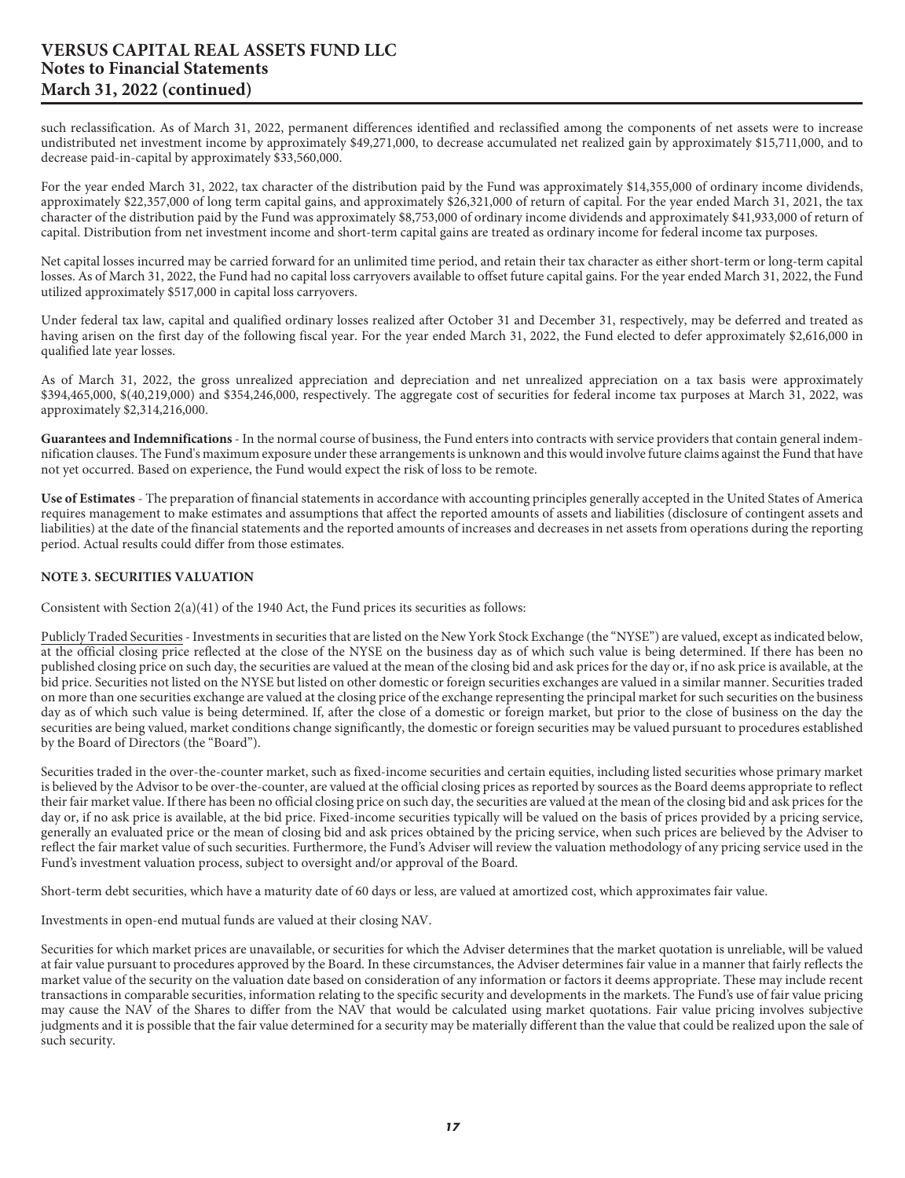such reclassification. As of March 31, 2022, permanent differences identified and reclassified among the components of net assets were to increase undistributed net investment income by approximately $49,271,000, to decrease accumulated net realized gain by approximately $15,711,000, and to decrease paid-in-capital by approximately $33,560,000.

For the year ended March 31, 2022, tax character of the distribution paid by the Fund was approximately $14,355,000 of ordinary income dividends, approximately $22,357,000 of long term capital gains, and approximately $26,321,000 of return of capital. For the year ended March 31, 2021, the tax character of the distribution paid by the Fund was approximately $8,753,000 of ordinary income dividends and approximately $41,933,000 of return of capital. Distribution from net investment income and short-term capital gains are treated as ordinary income for federal income tax purposes.

Net capital losses incurred may be carried forward for an unlimited time period, and retain their tax character as either short-term or long-term capital losses. As of March 31, 2022, the Fund had no capital loss carryovers available to offset future capital gains. For the year ended March 31, 2022, the Fund utilized approximately $517,000 in capital loss carryovers.

Under federal tax law, capital and qualified ordinary losses realized after October 31 and December 31, respectively, may be deferred and treated as having arisen on the first day of the following fiscal year. For the year ended March 31, 2022, the Fund elected to defer approximately $2,616,000 in qualified late year losses.

As of March 31, 2022, the gross unrealized appreciation and depreciation and net unrealized appreciation on a tax basis were approximately $394,465,000, $(40,219,000) and $354,246,000, respectively. The aggregate cost of securities for federal income tax purposes at March 31, 2022, was approximately $2,314,216,000.

**Guarantees and Indemnifications** - In the normal course of business, the Fund enters into contracts with service providers that contain general indemnification clauses. The Fund's maximum exposure under these arrangements is unknown and this would involve future claims against the Fund that have not yet occurred. Based on experience, the Fund would expect the risk of loss to be remote.

**Use of Estimates** - The preparation of financial statements in accordance with accounting principles generally accepted in the United States of America requires management to make estimates and assumptions that affect the reported amounts of assets and liabilities (disclosure of contingent assets and liabilities) at the date of the financial statements and the reported amounts of increases and decreases in net assets from operations during the reporting period. Actual results could differ from those estimates.

## NOTE 3. SECURITIES VALUATION

Consistent with Section 2(a)(41) of the 1940 Act, the Fund prices its securities as follows:

Publicly Traded Securities - Investments in securities that are listed on the New York Stock Exchange (the "NYSE") are valued, except as indicated below, at the official closing price reflected at the close of the NYSE on the business day as of which such value is being determined. If there has been no published closing price on such day, the securities are valued at the mean of the closing bid and ask prices for the day or, if no ask price is available, at the bid price. Securities not listed on the NYSE but listed on other domestic or foreign securities exchanges are valued in a similar manner. Securities traded on more than one securities exchange are valued at the closing price of the exchange representing the principal market for such securities on the business day as of which such value is being determined. If, after the close of a domestic or foreign market, but prior to the close of business on the day the securities are being valued, market conditions change significantly, the domestic or foreign securities may be valued pursuant to procedures established by the Board of Directors (the "Board").

Securities traded in the over-the-counter market, such as fixed-income securities and certain equities, including listed securities whose primary market is believed by the Advisor to be over-the-counter, are valued at the official closing prices as reported by sources as the Board deems appropriate to reflect their fair market value. If there has been no official closing price on such day, the securities are valued at the mean of the closing bid and ask prices for the day or, if no ask price is available, at the bid price. Fixed-income securities typically will be valued on the basis of prices provided by a pricing service, generally an evaluated price or the mean of closing bid and ask prices obtained by the pricing service, when such prices are believed by the Adviser to reflect the fair market value of such securities. Furthermore, the Fund's Adviser will review the valuation methodology of any pricing service used in the Fund's investment valuation process, subject to oversight and/or approval of the Board.

Short-term debt securities, which have a maturity date of 60 days or less, are valued at amortized cost, which approximates fair value.

Investments in open-end mutual funds are valued at their closing NAV.

Securities for which market prices are unavailable, or securities for which the Adviser determines that the market quotation is unreliable, will be valued at fair value pursuant to procedures approved by the Board. In these circumstances, the Adviser determines fair value in a manner that fairly reflects the market value of the security on the valuation date based on consideration of any information or factors it deems appropriate. These may include recent transactions in comparable securities, information relating to the specific security and developments in the markets. The Fund's use of fair value pricing may cause the NAV of the Shares to differ from the NAV that would be calculated using market quotations. Fair value pricing involves subjective judgments and it is possible that the fair value determined for a security may be materially different than the value that could be realized upon the sale of such security.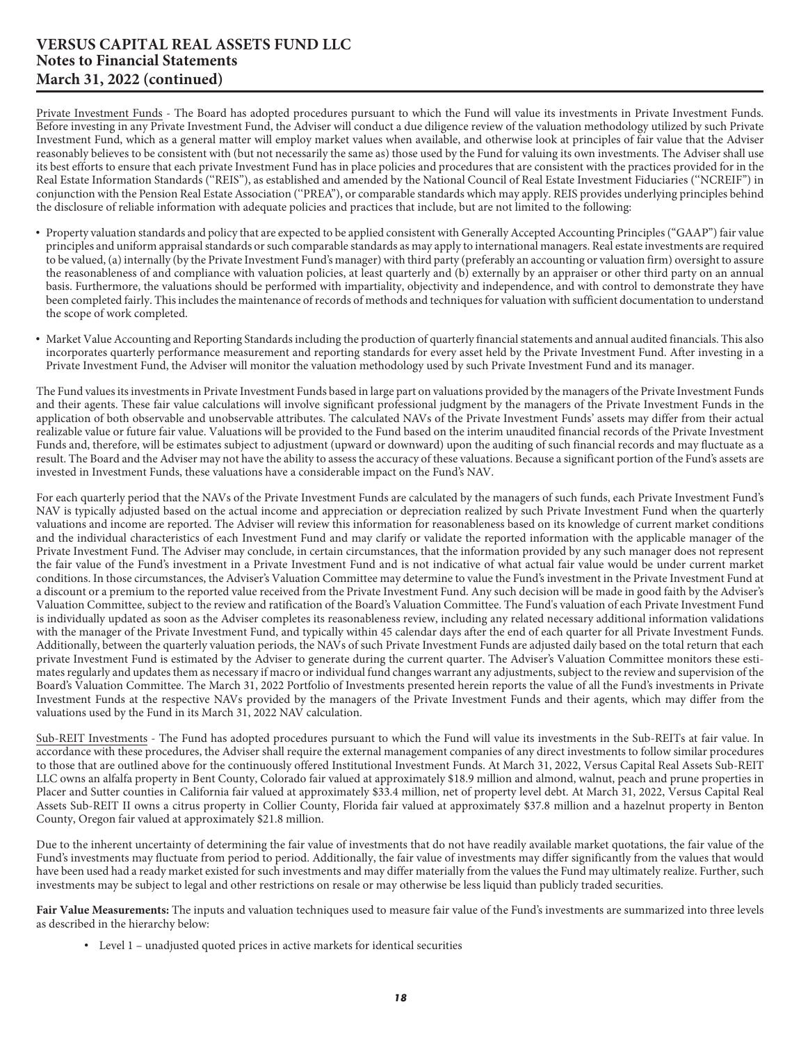Private Investment Funds - The Board has adopted procedures pursuant to which the Fund will value its investments in Private Investment Funds. Before investing in any Private Investment Fund, the Adviser will conduct a due diligence review of the valuation methodology utilized by such Private Investment Fund, which as a general matter will employ market values when available, and otherwise look at principles of fair value that the Adviser reasonably believes to be consistent with (but not necessarily the same as) those used by the Fund for valuing its own investments. The Adviser shall use its best efforts to ensure that each private Investment Fund has in place policies and procedures that are consistent with the practices provided for in the Real Estate Information Standards (''REIS''), as established and amended by the National Council of Real Estate Investment Fiduciaries (''NCREIF'') in conjunction with the Pension Real Estate Association (''PREA''), or comparable standards which may apply. REIS provides underlying principles behind the disclosure of reliable information with adequate policies and practices that include, but are not limited to the following:

- Property valuation standards and policy that are expected to be applied consistent with Generally Accepted Accounting Principles ("GAAP") fair value principles and uniform appraisal standards or such comparable standards as may apply to international managers. Real estate investments are required to be valued, (a) internally (by the Private Investment Fund's manager) with third party (preferably an accounting or valuation firm) oversight to assure the reasonableness of and compliance with valuation policies, at least quarterly and (b) externally by an appraiser or other third party on an annual basis. Furthermore, the valuations should be performed with impartiality, objectivity and independence, and with control to demonstrate they have been completed fairly. This includes the maintenance of records of methods and techniques for valuation with sufficient documentation to understand the scope of work completed.
- Market Value Accounting and Reporting Standards including the production of quarterly financial statements and annual audited financials. This also incorporates quarterly performance measurement and reporting standards for every asset held by the Private Investment Fund. After investing in a Private Investment Fund, the Adviser will monitor the valuation methodology used by such Private Investment Fund and its manager.

The Fund values its investments in Private Investment Funds based in large part on valuations provided by the managers of the Private Investment Funds and their agents. These fair value calculations will involve significant professional judgment by the managers of the Private Investment Funds in the application of both observable and unobservable attributes. The calculated NAVs of the Private Investment Funds' assets may differ from their actual realizable value or future fair value. Valuations will be provided to the Fund based on the interim unaudited financial records of the Private Investment Funds and, therefore, will be estimates subject to adjustment (upward or downward) upon the auditing of such financial records and may fluctuate as a result. The Board and the Adviser may not have the ability to assess the accuracy of these valuations. Because a significant portion of the Fund's assets are invested in Investment Funds, these valuations have a considerable impact on the Fund's NAV.

For each quarterly period that the NAVs of the Private Investment Funds are calculated by the managers of such funds, each Private Investment Fund's NAV is typically adjusted based on the actual income and appreciation or depreciation realized by such Private Investment Fund when the quarterly valuations and income are reported. The Adviser will review this information for reasonableness based on its knowledge of current market conditions and the individual characteristics of each Investment Fund and may clarify or validate the reported information with the applicable manager of the Private Investment Fund. The Adviser may conclude, in certain circumstances, that the information provided by any such manager does not represent the fair value of the Fund's investment in a Private Investment Fund and is not indicative of what actual fair value would be under current market conditions. In those circumstances, the Adviser's Valuation Committee may determine to value the Fund's investment in the Private Investment Fund at a discount or a premium to the reported value received from the Private Investment Fund. Any such decision will be made in good faith by the Adviser's Valuation Committee, subject to the review and ratification of the Board's Valuation Committee. The Fund's valuation of each Private Investment Fund is individually updated as soon as the Adviser completes its reasonableness review, including any related necessary additional information validations with the manager of the Private Investment Fund, and typically within 45 calendar days after the end of each quarter for all Private Investment Funds. Additionally, between the quarterly valuation periods, the NAVs of such Private Investment Funds are adjusted daily based on the total return that each private Investment Fund is estimated by the Adviser to generate during the current quarter. The Adviser's Valuation Committee monitors these estimates regularly and updates them as necessary if macro or individual fund changes warrant any adjustments, subject to the review and supervision of the Board's Valuation Committee. The March 31, 2022 Portfolio of Investments presented herein reports the value of all the Fund's investments in Private Investment Funds at the respective NAVs provided by the managers of the Private Investment Funds and their agents, which may differ from the valuations used by the Fund in its March 31, 2022 NAV calculation.

Sub-REIT Investments - The Fund has adopted procedures pursuant to which the Fund will value its investments in the Sub-REITs at fair value. In accordance with these procedures, the Adviser shall require the external management companies of any direct investments to follow similar procedures to those that are outlined above for the continuously offered Institutional Investment Funds. At March 31, 2022, Versus Capital Real Assets Sub-REIT LLC owns an alfalfa property in Bent County, Colorado fair valued at approximately $18.9 million and almond, walnut, peach and prune properties in Placer and Sutter counties in California fair valued at approximately $33.4 million, net of property level debt. At March 31, 2022, Versus Capital Real Assets Sub-REIT II owns a citrus property in Collier County, Florida fair valued at approximately $37.8 million and a hazelnut property in Benton County, Oregon fair valued at approximately $21.8 million.

Due to the inherent uncertainty of determining the fair value of investments that do not have readily available market quotations, the fair value of the Fund's investments may fluctuate from period to period. Additionally, the fair value of investments may differ significantly from the values that would have been used had a ready market existed for such investments and may differ materially from the values the Fund may ultimately realize. Further, such investments may be subject to legal and other restrictions on resale or may otherwise be less liquid than publicly traded securities.

**Fair Value Measurements:** The inputs and valuation techniques used to measure fair value of the Fund's investments are summarized into three levels as described in the hierarchy below:

- Level 1 – unadjusted quoted prices in active markets for identical securities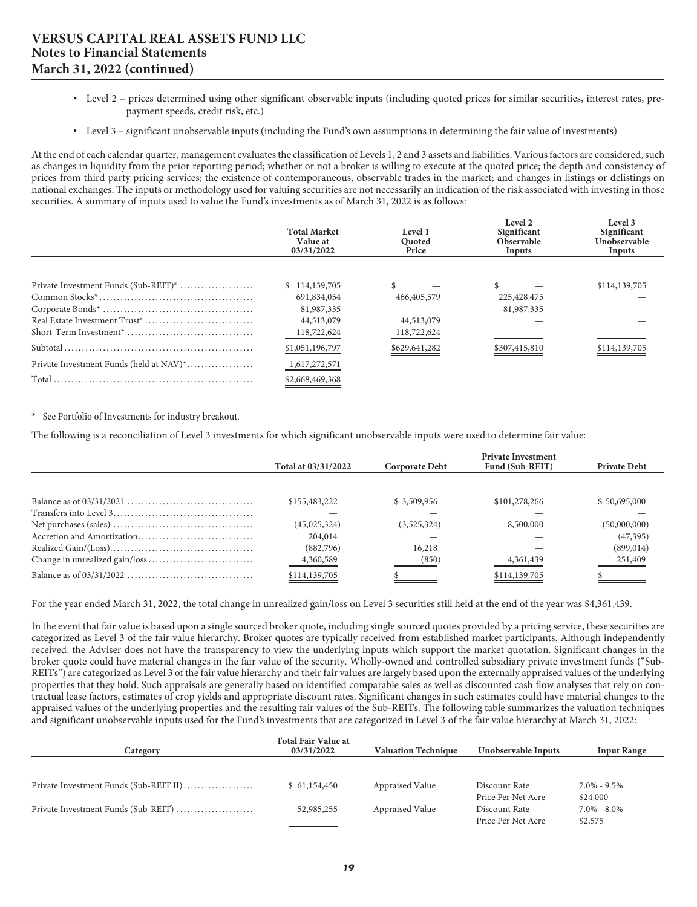- Level 2 – prices determined using other significant observable inputs (including quoted prices for similar securities, interest rates, pre-payment speeds, credit risk, etc.)
- Level 3 – significant unobservable inputs (including the Fund's own assumptions in determining the fair value of investments)

At the end of each calendar quarter, management evaluates the classification of Levels 1, 2 and 3 assets and liabilities. Various factors are considered, such as changes in liquidity from the prior reporting period; whether or not a broker is willing to execute at the quoted price; the depth and consistency of prices from third party pricing services; the existence of contemporaneous, observable trades in the market; and changes in listings or delistings on national exchanges. The inputs or methodology used for valuing securities are not necessarily an indication of the risk associated with investing in those securities. A summary of inputs used to value the Fund's investments as of March 31, 2022 is as follows:

| | Total Market Value at 03/31/2022 | Level 1 Quoted Price | Level 2 Significant Observable Inputs | Level 3 Significant Unobservable Inputs |
|---|---|---|---|---|
| Private Investment Funds (Sub-REIT)* | $ 114,139,705 | $ — | $ — | $114,139,705 |
| Common Stocks* | 691,834,054 | 466,405,579 | 225,428,475 | — |
| Corporate Bonds* | 81,987,335 | — | 81,987,335 | — |
| Real Estate Investment Trust* | 44,513,079 | 44,513,079 | — | — |
| Short-Term Investment* | 118,722,624 | 118,722,624 | — | — |
| Subtotal | $1,051,196,797 | $629,641,282 | $307,415,810 | $114,139,705 |
| Private Investment Funds (held at NAV)* | 1,617,272,571 | | | |
| Total | $2,668,469,368 | | | |

\* See Portfolio of Investments for industry breakout.

The following is a reconciliation of Level 3 investments for which significant unobservable inputs were used to determine fair value:

| | Total at 03/31/2022 | Corporate Debt | Private Investment Fund (Sub-REIT) | Private Debt |
|---|---|---|---|---|
| Balance as of 03/31/2021 | $155,483,222 | $ 3,509,956 | $101,278,266 | $ 50,695,000 |
| Transfers into Level 3 | — | — | — | — |
| Net purchases (sales) | (45,025,324) | (3,525,324) | 8,500,000 | (50,000,000) |
| Accretion and Amortization | 204,014 | — | — | (47,395) |
| Realized Gain/(Loss) | (882,796) | 16,218 | — | (899,014) |
| Change in unrealized gain/loss | 4,360,589 | (850) | 4,361,439 | 251,409 |
| Balance as of 03/31/2022 | $114,139,705 | $ — | $114,139,705 | $ — |

For the year ended March 31, 2022, the total change in unrealized gain/loss on Level 3 securities still held at the end of the year was $4,361,439.

In the event that fair value is based upon a single sourced broker quote, including single sourced quotes provided by a pricing service, these securities are categorized as Level 3 of the fair value hierarchy. Broker quotes are typically received from established market participants. Although independently received, the Adviser does not have the transparency to view the underlying inputs which support the market quotation. Significant changes in the broker quote could have material changes in the fair value of the security. Wholly-owned and controlled subsidiary private investment funds ("Sub-REITs") are categorized as Level 3 of the fair value hierarchy and their fair values are largely based upon the externally appraised values of the underlying properties that they hold. Such appraisals are generally based on identified comparable sales as well as discounted cash flow analyses that rely on contractual lease factors, estimates of crop yields and appropriate discount rates. Significant changes in such estimates could have material changes to the appraised values of the underlying properties and the resulting fair values of the Sub-REITs. The following table summarizes the valuation techniques and significant unobservable inputs used for the Fund's investments that are categorized in Level 3 of the fair value hierarchy at March 31, 2022:

| Category | Total Fair Value at 03/31/2022 | Valuation Technique | Unobservable Inputs | Input Range |
|---|---|---|---|---|
| Private Investment Funds (Sub-REIT II) | $ 61,154,450 | Appraised Value | Discount Rate | 7.0% - 9.5% |
| | | | Price Per Net Acre | $24,000 |
| Private Investment Funds (Sub-REIT) | 52,985,255 | Appraised Value | Discount Rate | 7.0% - 8.0% |
| | | | Price Per Net Acre | $2,575 |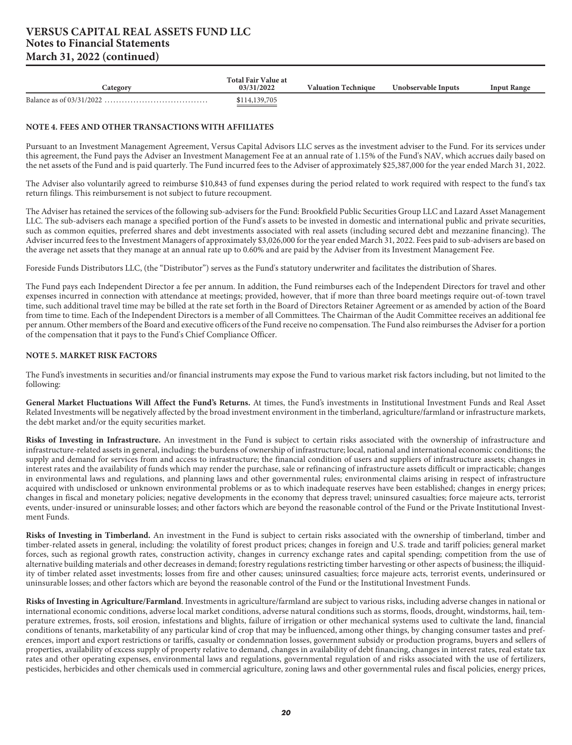| Category | Total Fair Value at 03/31/2022 | Valuation Technique | Unobservable Inputs | Input Range |
|---|---|---|---|---|
| Balance as of 03/31/2022 .................................. | $114,139,705 | | | |

**NOTE 4. FEES AND OTHER TRANSACTIONS WITH AFFILIATES**

Pursuant to an Investment Management Agreement, Versus Capital Advisors LLC serves as the investment adviser to the Fund. For its services under this agreement, the Fund pays the Adviser an Investment Management Fee at an annual rate of 1.15% of the Fund's NAV, which accrues daily based on the net assets of the Fund and is paid quarterly. The Fund incurred fees to the Adviser of approximately $25,387,000 for the year ended March 31, 2022.

The Adviser also voluntarily agreed to reimburse $10,843 of fund expenses during the period related to work required with respect to the fund's tax return filings. This reimbursement is not subject to future recoupment.

The Adviser has retained the services of the following sub-advisers for the Fund: Brookfield Public Securities Group LLC and Lazard Asset Management LLC. The sub-advisers each manage a specified portion of the Fund's assets to be invested in domestic and international public and private securities, such as common equities, preferred shares and debt investments associated with real assets (including secured debt and mezzanine financing). The Adviser incurred fees to the Investment Managers of approximately $3,026,000 for the year ended March 31, 2022. Fees paid to sub-advisers are based on the average net assets that they manage at an annual rate up to 0.60% and are paid by the Adviser from its Investment Management Fee.

Foreside Funds Distributors LLC, (the "Distributor") serves as the Fund's statutory underwriter and facilitates the distribution of Shares.

The Fund pays each Independent Director a fee per annum. In addition, the Fund reimburses each of the Independent Directors for travel and other expenses incurred in connection with attendance at meetings; provided, however, that if more than three board meetings require out-of-town travel time, such additional travel time may be billed at the rate set forth in the Board of Directors Retainer Agreement or as amended by action of the Board from time to time. Each of the Independent Directors is a member of all Committees. The Chairman of the Audit Committee receives an additional fee per annum. Other members of the Board and executive officers of the Fund receive no compensation. The Fund also reimburses the Adviser for a portion of the compensation that it pays to the Fund's Chief Compliance Officer.

**NOTE 5. MARKET RISK FACTORS**

The Fund's investments in securities and/or financial instruments may expose the Fund to various market risk factors including, but not limited to the following:

**General Market Fluctuations Will Affect the Fund's Returns.** At times, the Fund's investments in Institutional Investment Funds and Real Asset Related Investments will be negatively affected by the broad investment environment in the timberland, agriculture/farmland or infrastructure markets, the debt market and/or the equity securities market.

**Risks of Investing in Infrastructure.** An investment in the Fund is subject to certain risks associated with the ownership of infrastructure and infrastructure-related assets in general, including: the burdens of ownership of infrastructure; local, national and international economic conditions; the supply and demand for services from and access to infrastructure; the financial condition of users and suppliers of infrastructure assets; changes in interest rates and the availability of funds which may render the purchase, sale or refinancing of infrastructure assets difficult or impracticable; changes in environmental laws and regulations, and planning laws and other governmental rules; environmental claims arising in respect of infrastructure acquired with undisclosed or unknown environmental problems or as to which inadequate reserves have been established; changes in energy prices; changes in fiscal and monetary policies; negative developments in the economy that depress travel; uninsured casualties; force majeure acts, terrorist events, under-insured or uninsurable losses; and other factors which are beyond the reasonable control of the Fund or the Private Institutional Investment Funds.

**Risks of Investing in Timberland.** An investment in the Fund is subject to certain risks associated with the ownership of timberland, timber and timber-related assets in general, including: the volatility of forest product prices; changes in foreign and U.S. trade and tariff policies; general market forces, such as regional growth rates, construction activity, changes in currency exchange rates and capital spending; competition from the use of alternative building materials and other decreases in demand; forestry regulations restricting timber harvesting or other aspects of business; the illiquidity of timber related asset investments; losses from fire and other causes; uninsured casualties; force majeure acts, terrorist events, underinsured or uninsurable losses; and other factors which are beyond the reasonable control of the Fund or the Institutional Investment Funds.

**Risks of Investing in Agriculture/Farmland**. Investments in agriculture/farmland are subject to various risks, including adverse changes in national or international economic conditions, adverse local market conditions, adverse natural conditions such as storms, floods, drought, windstorms, hail, temperature extremes, frosts, soil erosion, infestations and blights, failure of irrigation or other mechanical systems used to cultivate the land, financial conditions of tenants, marketability of any particular kind of crop that may be influenced, among other things, by changing consumer tastes and preferences, import and export restrictions or tariffs, casualty or condemnation losses, government subsidy or production programs, buyers and sellers of properties, availability of excess supply of property relative to demand, changes in availability of debt financing, changes in interest rates, real estate tax rates and other operating expenses, environmental laws and regulations, governmental regulation of and risks associated with the use of fertilizers, pesticides, herbicides and other chemicals used in commercial agriculture, zoning laws and other governmental rules and fiscal policies, energy prices,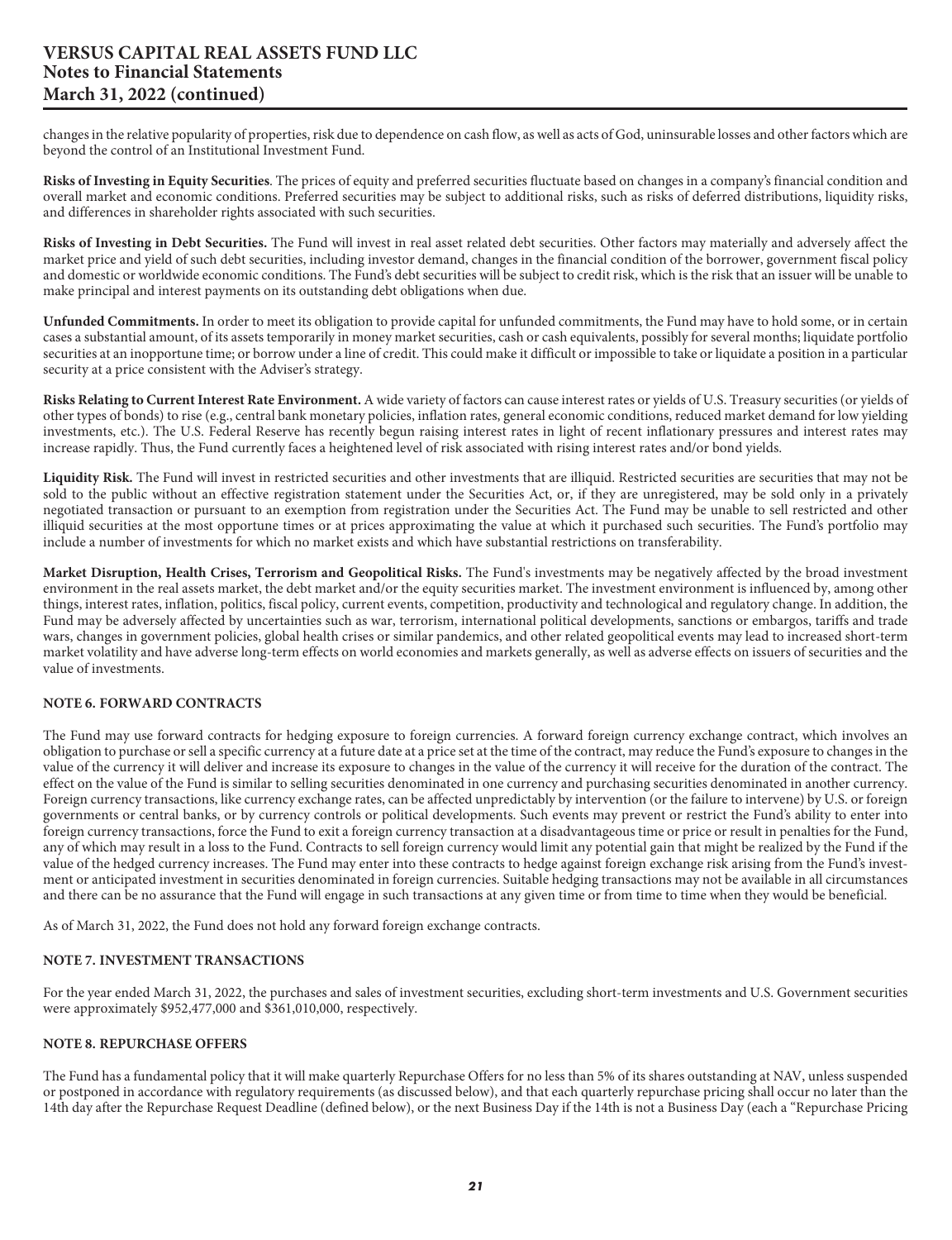changes in the relative popularity of properties, risk due to dependence on cash flow, as well as acts of God, uninsurable losses and other factors which are beyond the control of an Institutional Investment Fund.

**Risks of Investing in Equity Securities**. The prices of equity and preferred securities fluctuate based on changes in a company's financial condition and overall market and economic conditions. Preferred securities may be subject to additional risks, such as risks of deferred distributions, liquidity risks, and differences in shareholder rights associated with such securities.

**Risks of Investing in Debt Securities.** The Fund will invest in real asset related debt securities. Other factors may materially and adversely affect the market price and yield of such debt securities, including investor demand, changes in the financial condition of the borrower, government fiscal policy and domestic or worldwide economic conditions. The Fund's debt securities will be subject to credit risk, which is the risk that an issuer will be unable to make principal and interest payments on its outstanding debt obligations when due.

**Unfunded Commitments.** In order to meet its obligation to provide capital for unfunded commitments, the Fund may have to hold some, or in certain cases a substantial amount, of its assets temporarily in money market securities, cash or cash equivalents, possibly for several months; liquidate portfolio securities at an inopportune time; or borrow under a line of credit. This could make it difficult or impossible to take or liquidate a position in a particular security at a price consistent with the Adviser's strategy.

**Risks Relating to Current Interest Rate Environment.** A wide variety of factors can cause interest rates or yields of U.S. Treasury securities (or yields of other types of bonds) to rise (e.g., central bank monetary policies, inflation rates, general economic conditions, reduced market demand for low yielding investments, etc.). The U.S. Federal Reserve has recently begun raising interest rates in light of recent inflationary pressures and interest rates may increase rapidly. Thus, the Fund currently faces a heightened level of risk associated with rising interest rates and/or bond yields.

**Liquidity Risk.** The Fund will invest in restricted securities and other investments that are illiquid. Restricted securities are securities that may not be sold to the public without an effective registration statement under the Securities Act, or, if they are unregistered, may be sold only in a privately negotiated transaction or pursuant to an exemption from registration under the Securities Act. The Fund may be unable to sell restricted and other illiquid securities at the most opportune times or at prices approximating the value at which it purchased such securities. The Fund's portfolio may include a number of investments for which no market exists and which have substantial restrictions on transferability.

**Market Disruption, Health Crises, Terrorism and Geopolitical Risks.** The Fund's investments may be negatively affected by the broad investment environment in the real assets market, the debt market and/or the equity securities market. The investment environment is influenced by, among other things, interest rates, inflation, politics, fiscal policy, current events, competition, productivity and technological and regulatory change. In addition, the Fund may be adversely affected by uncertainties such as war, terrorism, international political developments, sanctions or embargos, tariffs and trade wars, changes in government policies, global health crises or similar pandemics, and other related geopolitical events may lead to increased short-term market volatility and have adverse long-term effects on world economies and markets generally, as well as adverse effects on issuers of securities and the value of investments.

## NOTE 6. FORWARD CONTRACTS

The Fund may use forward contracts for hedging exposure to foreign currencies. A forward foreign currency exchange contract, which involves an obligation to purchase or sell a specific currency at a future date at a price set at the time of the contract, may reduce the Fund's exposure to changes in the value of the currency it will deliver and increase its exposure to changes in the value of the currency it will receive for the duration of the contract. The effect on the value of the Fund is similar to selling securities denominated in one currency and purchasing securities denominated in another currency. Foreign currency transactions, like currency exchange rates, can be affected unpredictably by intervention (or the failure to intervene) by U.S. or foreign governments or central banks, or by currency controls or political developments. Such events may prevent or restrict the Fund's ability to enter into foreign currency transactions, force the Fund to exit a foreign currency transaction at a disadvantageous time or price or result in penalties for the Fund, any of which may result in a loss to the Fund. Contracts to sell foreign currency would limit any potential gain that might be realized by the Fund if the value of the hedged currency increases. The Fund may enter into these contracts to hedge against foreign exchange risk arising from the Fund's investment or anticipated investment in securities denominated in foreign currencies. Suitable hedging transactions may not be available in all circumstances and there can be no assurance that the Fund will engage in such transactions at any given time or from time to time when they would be beneficial.

As of March 31, 2022, the Fund does not hold any forward foreign exchange contracts.

## NOTE 7. INVESTMENT TRANSACTIONS

For the year ended March 31, 2022, the purchases and sales of investment securities, excluding short-term investments and U.S. Government securities were approximately $952,477,000 and $361,010,000, respectively.

## NOTE 8. REPURCHASE OFFERS

The Fund has a fundamental policy that it will make quarterly Repurchase Offers for no less than 5% of its shares outstanding at NAV, unless suspended or postponed in accordance with regulatory requirements (as discussed below), and that each quarterly repurchase pricing shall occur no later than the 14th day after the Repurchase Request Deadline (defined below), or the next Business Day if the 14th is not a Business Day (each a "Repurchase Pricing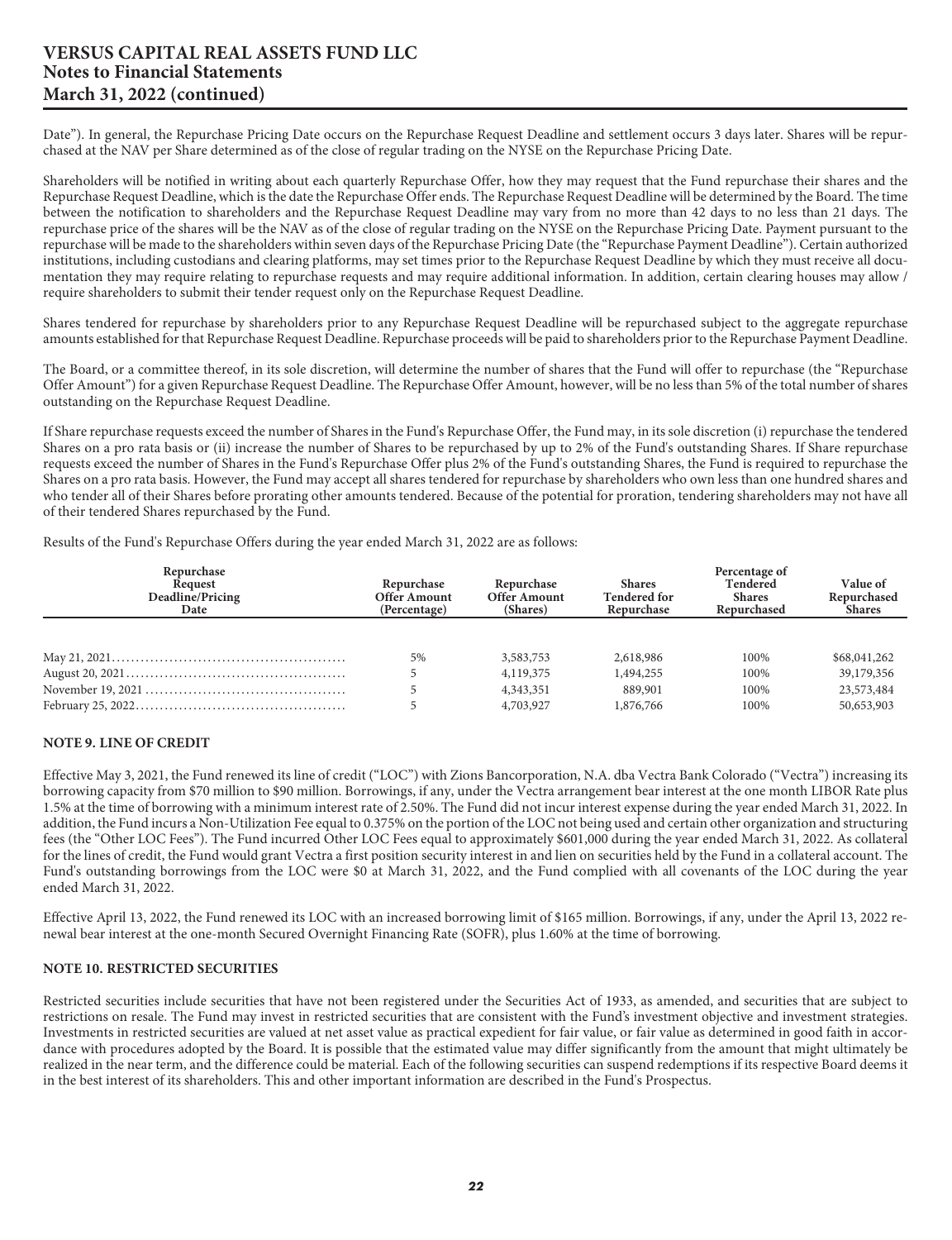Date"). In general, the Repurchase Pricing Date occurs on the Repurchase Request Deadline and settlement occurs 3 days later. Shares will be repurchased at the NAV per Share determined as of the close of regular trading on the NYSE on the Repurchase Pricing Date.

Shareholders will be notified in writing about each quarterly Repurchase Offer, how they may request that the Fund repurchase their shares and the Repurchase Request Deadline, which is the date the Repurchase Offer ends. The Repurchase Request Deadline will be determined by the Board. The time between the notification to shareholders and the Repurchase Request Deadline may vary from no more than 42 days to no less than 21 days. The repurchase price of the shares will be the NAV as of the close of regular trading on the NYSE on the Repurchase Pricing Date. Payment pursuant to the repurchase will be made to the shareholders within seven days of the Repurchase Pricing Date (the "Repurchase Payment Deadline"). Certain authorized institutions, including custodians and clearing platforms, may set times prior to the Repurchase Request Deadline by which they must receive all documentation they may require relating to repurchase requests and may require additional information. In addition, certain clearing houses may allow / require shareholders to submit their tender request only on the Repurchase Request Deadline.

Shares tendered for repurchase by shareholders prior to any Repurchase Request Deadline will be repurchased subject to the aggregate repurchase amounts established for that Repurchase Request Deadline. Repurchase proceeds will be paid to shareholders prior to the Repurchase Payment Deadline.

The Board, or a committee thereof, in its sole discretion, will determine the number of shares that the Fund will offer to repurchase (the "Repurchase Offer Amount") for a given Repurchase Request Deadline. The Repurchase Offer Amount, however, will be no less than 5% of the total number of shares outstanding on the Repurchase Request Deadline.

If Share repurchase requests exceed the number of Shares in the Fund's Repurchase Offer, the Fund may, in its sole discretion (i) repurchase the tendered Shares on a pro rata basis or (ii) increase the number of Shares to be repurchased by up to 2% of the Fund's outstanding Shares. If Share repurchase requests exceed the number of Shares in the Fund's Repurchase Offer plus 2% of the Fund's outstanding Shares, the Fund is required to repurchase the Shares on a pro rata basis. However, the Fund may accept all shares tendered for repurchase by shareholders who own less than one hundred shares and who tender all of their Shares before prorating other amounts tendered. Because of the potential for proration, tendering shareholders may not have all of their tendered Shares repurchased by the Fund.

Results of the Fund's Repurchase Offers during the year ended March 31, 2022 are as follows:

| Repurchase Request Deadline/Pricing Date | Repurchase Offer Amount (Percentage) | Repurchase Offer Amount (Shares) | Shares Tendered for Repurchase | Percentage of Tendered Shares Repurchased | Value of Repurchased Shares |
|---|---|---|---|---|---|
| May 21, 2021 | 5% | 3,583,753 | 2,618,986 | 100% | $68,041,262 |
| August 20, 2021 | 5 | 4,119,375 | 1,494,255 | 100% | 39,179,356 |
| November 19, 2021 | 5 | 4,343,351 | 889,901 | 100% | 23,573,484 |
| February 25, 2022 | 5 | 4,703,927 | 1,876,766 | 100% | 50,653,903 |

## NOTE 9. LINE OF CREDIT

Effective May 3, 2021, the Fund renewed its line of credit ("LOC") with Zions Bancorporation, N.A. dba Vectra Bank Colorado ("Vectra") increasing its borrowing capacity from $70 million to $90 million. Borrowings, if any, under the Vectra arrangement bear interest at the one month LIBOR Rate plus 1.5% at the time of borrowing with a minimum interest rate of 2.50%. The Fund did not incur interest expense during the year ended March 31, 2022. In addition, the Fund incurs a Non-Utilization Fee equal to 0.375% on the portion of the LOC not being used and certain other organization and structuring fees (the "Other LOC Fees"). The Fund incurred Other LOC Fees equal to approximately $601,000 during the year ended March 31, 2022. As collateral for the lines of credit, the Fund would grant Vectra a first position security interest in and lien on securities held by the Fund in a collateral account. The Fund's outstanding borrowings from the LOC were $0 at March 31, 2022, and the Fund complied with all covenants of the LOC during the year ended March 31, 2022.

Effective April 13, 2022, the Fund renewed its LOC with an increased borrowing limit of $165 million. Borrowings, if any, under the April 13, 2022 renewal bear interest at the one-month Secured Overnight Financing Rate (SOFR), plus 1.60% at the time of borrowing.

## NOTE 10. RESTRICTED SECURITIES

Restricted securities include securities that have not been registered under the Securities Act of 1933, as amended, and securities that are subject to restrictions on resale. The Fund may invest in restricted securities that are consistent with the Fund's investment objective and investment strategies. Investments in restricted securities are valued at net asset value as practical expedient for fair value, or fair value as determined in good faith in accordance with procedures adopted by the Board. It is possible that the estimated value may differ significantly from the amount that might ultimately be realized in the near term, and the difference could be material. Each of the following securities can suspend redemptions if its respective Board deems it in the best interest of its shareholders. This and other important information are described in the Fund's Prospectus.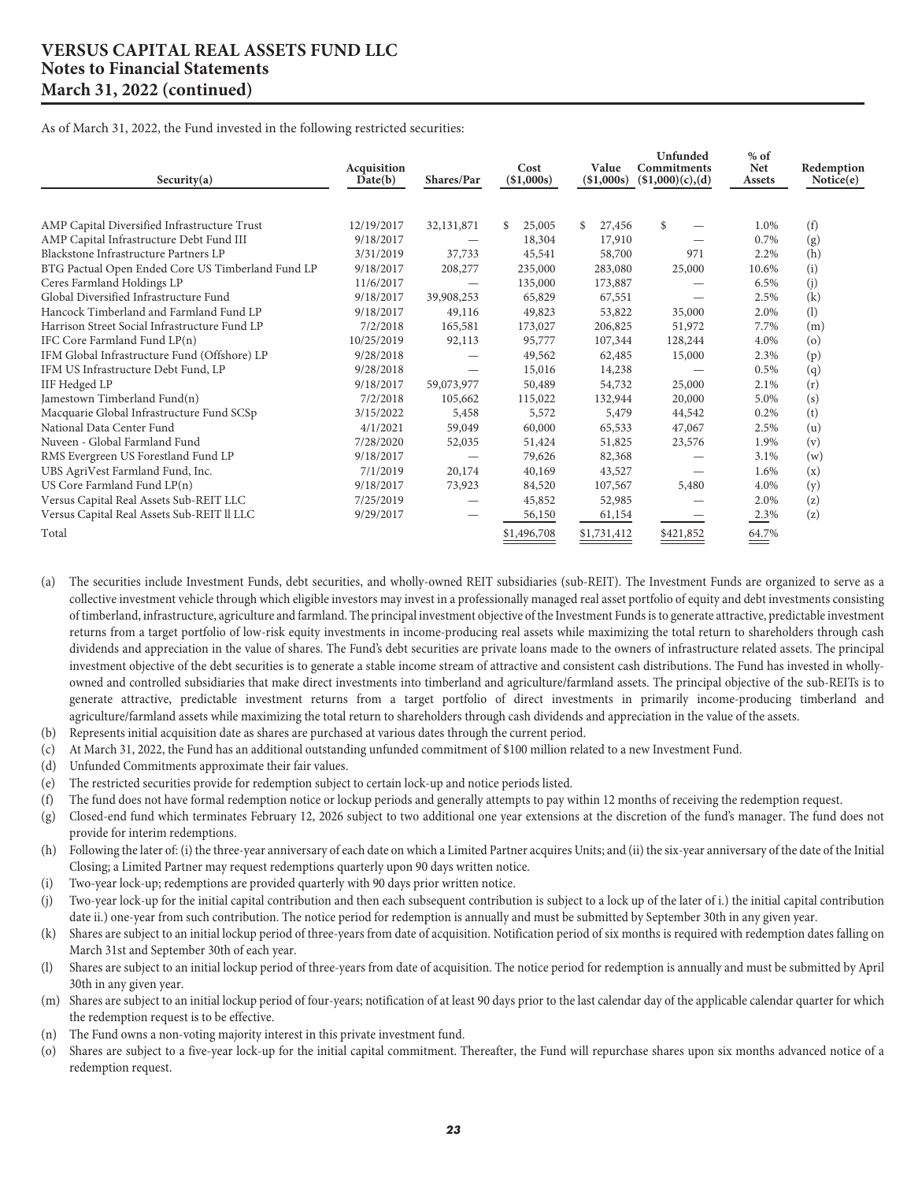# VERSUS CAPITAL REAL ASSETS FUND LLC
## Notes to Financial Statements
## March 31, 2022 (continued)

As of March 31, 2022, the Fund invested in the following restricted securities:

| Security(a) | Acquisition Date(b) | Shares/Par | Cost ($1,000s) | Value ($1,000s) | Unfunded Commitments ($1,000)(c),(d) | % of Net Assets | Redemption Notice(e) |
|---|---|---|---|---|---|---|---|
| AMP Capital Diversified Infrastructure Trust | 12/19/2017 | 32,131,871 | $ 25,005 | $ 27,456 | $ — | 1.0% | (f) |
| AMP Capital Infrastructure Debt Fund III | 9/18/2017 | — | 18,304 | 17,910 | — | 0.7% | (g) |
| Blackstone Infrastructure Partners LP | 3/31/2019 | 37,733 | 45,541 | 58,700 | 971 | 2.2% | (h) |
| BTG Pactual Open Ended Core US Timberland Fund LP | 9/18/2017 | 208,277 | 235,000 | 283,080 | 25,000 | 10.6% | (i) |
| Ceres Farmland Holdings LP | 11/6/2017 | — | 135,000 | 173,887 | — | 6.5% | (j) |
| Global Diversified Infrastructure Fund | 9/18/2017 | 39,908,253 | 65,829 | 67,551 | — | 2.5% | (k) |
| Hancock Timberland and Farmland Fund LP | 9/18/2017 | 49,116 | 49,823 | 53,822 | 35,000 | 2.0% | (l) |
| Harrison Street Social Infrastructure Fund LP | 7/2/2018 | 165,581 | 173,027 | 206,825 | 51,972 | 7.7% | (m) |
| IFC Core Farmland Fund LP(n) | 10/25/2019 | 92,113 | 95,777 | 107,344 | 128,244 | 4.0% | (o) |
| IFM Global Infrastructure Fund (Offshore) LP | 9/28/2018 | — | 49,562 | 62,485 | 15,000 | 2.3% | (p) |
| IFM US Infrastructure Debt Fund, LP | 9/28/2018 | — | 15,016 | 14,238 | — | 0.5% | (q) |
| IIF Hedged LP | 9/18/2017 | 59,073,977 | 50,489 | 54,732 | 25,000 | 2.1% | (r) |
| Jamestown Timberland Fund(n) | 7/2/2018 | 105,662 | 115,022 | 132,944 | 20,000 | 5.0% | (s) |
| Macquarie Global Infrastructure Fund SCSp | 3/15/2022 | 5,458 | 5,572 | 5,479 | 44,542 | 0.2% | (t) |
| National Data Center Fund | 4/1/2021 | 59,049 | 60,000 | 65,533 | 47,067 | 2.5% | (u) |
| Nuveen - Global Farmland Fund | 7/28/2020 | 52,035 | 51,424 | 51,825 | 23,576 | 1.9% | (v) |
| RMS Evergreen US Forestland Fund LP | 9/18/2017 | — | 79,626 | 82,368 | — | 3.1% | (w) |
| UBS AgriVest Farmland Fund, Inc. | 7/1/2019 | 20,174 | 40,169 | 43,527 | — | 1.6% | (x) |
| US Core Farmland Fund LP(n) | 9/18/2017 | 73,923 | 84,520 | 107,567 | 5,480 | 4.0% | (y) |
| Versus Capital Real Assets Sub-REIT LLC | 7/25/2019 | — | 45,852 | 52,985 | — | 2.0% | (z) |
| Versus Capital Real Assets Sub-REIT II LLC | 9/29/2017 | — | 56,150 | 61,154 | — | 2.3% | (z) |
| Total | | | $1,496,708 | $1,731,412 | $421,852 | 64.7% | |

(a) The securities include Investment Funds, debt securities, and wholly-owned REIT subsidiaries (sub-REIT). The Investment Funds are organized to serve as a collective investment vehicle through which eligible investors may invest in a professionally managed real asset portfolio of equity and debt investments consisting of timberland, infrastructure, agriculture and farmland. The principal investment objective of the Investment Funds is to generate attractive, predictable investment returns from a target portfolio of low-risk equity investments in income-producing real assets while maximizing the total return to shareholders through cash dividends and appreciation in the value of shares. The Fund's debt securities are private loans made to the owners of infrastructure related assets. The principal investment objective of the debt securities is to generate a stable income stream of attractive and consistent cash distributions. The Fund has invested in wholly-owned and controlled subsidiaries that make direct investments into timberland and agriculture/farmland assets. The principal objective of the sub-REITs is to generate attractive, predictable investment returns from a target portfolio of direct investments in primarily income-producing timberland and agriculture/farmland assets while maximizing the total return to shareholders through cash dividends and appreciation in the value of the assets.

(b) Represents initial acquisition date as shares are purchased at various dates through the current period.

(c) At March 31, 2022, the Fund has an additional outstanding unfunded commitment of $100 million related to a new Investment Fund.

(d) Unfunded Commitments approximate their fair values.

(e) The restricted securities provide for redemption subject to certain lock-up and notice periods listed.

(f) The fund does not have formal redemption notice or lockup periods and generally attempts to pay within 12 months of receiving the redemption request.

(g) Closed-end fund which terminates February 12, 2026 subject to two additional one year extensions at the discretion of the fund's manager. The fund does not provide for interim redemptions.

(h) Following the later of: (i) the three-year anniversary of each date on which a Limited Partner acquires Units; and (ii) the six-year anniversary of the date of the Initial Closing; a Limited Partner may request redemptions quarterly upon 90 days written notice.

(i) Two-year lock-up; redemptions are provided quarterly with 90 days prior written notice.

(j) Two-year lock-up for the initial capital contribution and then each subsequent contribution is subject to a lock up of the later of i.) the initial capital contribution date ii.) one-year from such contribution. The notice period for redemption is annually and must be submitted by September 30th in any given year.

(k) Shares are subject to an initial lockup period of three-years from date of acquisition. Notification period of six months is required with redemption dates falling on March 31st and September 30th of each year.

(l) Shares are subject to an initial lockup period of three-years from date of acquisition. The notice period for redemption is annually and must be submitted by April 30th in any given year.

(m) Shares are subject to an initial lockup period of four-years; notification of at least 90 days prior to the last calendar day of the applicable calendar quarter for which the redemption request is to be effective.

(n) The Fund owns a non-voting majority interest in this private investment fund.

(o) Shares are subject to a five-year lock-up for the initial capital commitment. Thereafter, the Fund will repurchase shares upon six months advanced notice of a redemption request.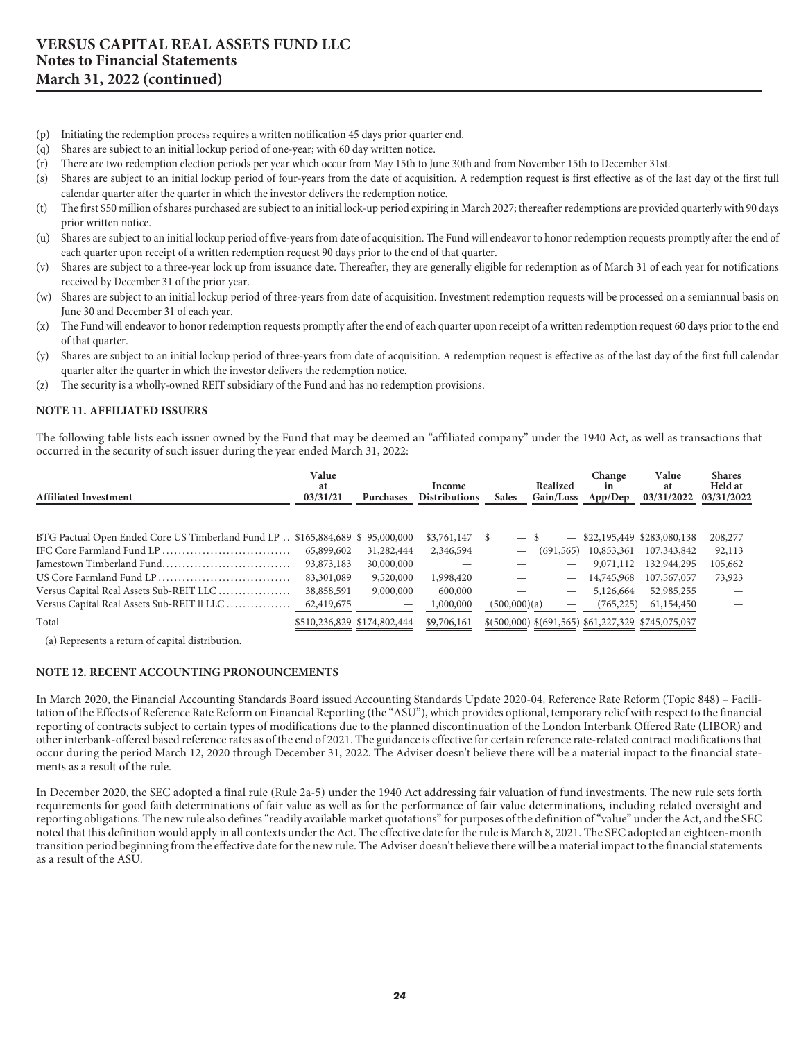# VERSUS CAPITAL REAL ASSETS FUND LLC
# Notes to Financial Statements
# March 31, 2022 (continued)

(p) Initiating the redemption process requires a written notification 45 days prior quarter end.

(q) Shares are subject to an initial lockup period of one-year; with 60 day written notice.

(r) There are two redemption election periods per year which occur from May 15th to June 30th and from November 15th to December 31st.

(s) Shares are subject to an initial lockup period of four-years from the date of acquisition. A redemption request is first effective as of the last day of the first full calendar quarter after the quarter in which the investor delivers the redemption notice.

(t) The first $50 million of shares purchased are subject to an initial lock-up period expiring in March 2027; thereafter redemptions are provided quarterly with 90 days prior written notice.

(u) Shares are subject to an initial lockup period of five-years from date of acquisition. The Fund will endeavor to honor redemption requests promptly after the end of each quarter upon receipt of a written redemption request 90 days prior to the end of that quarter.

(v) Shares are subject to a three-year lock up from issuance date. Thereafter, they are generally eligible for redemption as of March 31 of each year for notifications received by December 31 of the prior year.

(w) Shares are subject to an initial lockup period of three-years from date of acquisition. Investment redemption requests will be processed on a semiannual basis on June 30 and December 31 of each year.

(x) The Fund will endeavor to honor redemption requests promptly after the end of each quarter upon receipt of a written redemption request 60 days prior to the end of that quarter.

(y) Shares are subject to an initial lockup period of three-years from date of acquisition. A redemption request is effective as of the last day of the first full calendar quarter after the quarter in which the investor delivers the redemption notice.

(z) The security is a wholly-owned REIT subsidiary of the Fund and has no redemption provisions.

### NOTE 11. AFFILIATED ISSUERS

The following table lists each issuer owned by the Fund that may be deemed an "affiliated company" under the 1940 Act, as well as transactions that occurred in the security of such issuer during the year ended March 31, 2022:

| Affiliated Investment | Value at 03/31/21 | Purchases | Income Distributions | Sales | Realized Gain/Loss | Change in App/Dep | Value at 03/31/2022 | Shares Held at 03/31/2022 |
|---|---|---|---|---|---|---|---|---|
| BTG Pactual Open Ended Core US Timberland Fund LP | $165,884,689 | $ 95,000,000 | $3,761,147 | $ — | $ — | $22,195,449 | $283,080,138 | 208,277 |
| IFC Core Farmland Fund LP | 65,899,602 | 31,282,444 | 2,346,594 | — | (691,565) | 10,853,361 | 107,343,842 | 92,113 |
| Jamestown Timberland Fund | 93,873,183 | 30,000,000 | — | — | — | 9,071,112 | 132,944,295 | 105,662 |
| US Core Farmland Fund LP | 83,301,089 | 9,520,000 | 1,998,420 | — | — | 14,745,968 | 107,567,057 | 73,923 |
| Versus Capital Real Assets Sub-REIT LLC | 38,858,591 | 9,000,000 | 600,000 | — | — | 5,126,664 | 52,985,255 | — |
| Versus Capital Real Assets Sub-REIT ll LLC | 62,419,675 | — | 1,000,000 | (500,000)(a) | — | (765,225) | 61,154,450 | — |
| Total | $510,236,829 | $174,802,444 | $9,706,161 | $(500,000) | $(691,565) | $61,227,329 | $745,075,037 | |

(a) Represents a return of capital distribution.

### NOTE 12. RECENT ACCOUNTING PRONOUNCEMENTS

In March 2020, the Financial Accounting Standards Board issued Accounting Standards Update 2020-04, Reference Rate Reform (Topic 848) – Facilitation of the Effects of Reference Rate Reform on Financial Reporting (the "ASU"), which provides optional, temporary relief with respect to the financial reporting of contracts subject to certain types of modifications due to the planned discontinuation of the London Interbank Offered Rate (LIBOR) and other interbank-offered based reference rates as of the end of 2021. The guidance is effective for certain reference rate-related contract modifications that occur during the period March 12, 2020 through December 31, 2022. The Adviser doesn't believe there will be a material impact to the financial statements as a result of the rule.

In December 2020, the SEC adopted a final rule (Rule 2a-5) under the 1940 Act addressing fair valuation of fund investments. The new rule sets forth requirements for good faith determinations of fair value as well as for the performance of fair value determinations, including related oversight and reporting obligations. The new rule also defines "readily available market quotations" for purposes of the definition of "value" under the Act, and the SEC noted that this definition would apply in all contexts under the Act. The effective date for the rule is March 8, 2021. The SEC adopted an eighteen-month transition period beginning from the effective date for the new rule. The Adviser doesn't believe there will be a material impact to the financial statements as a result of the ASU.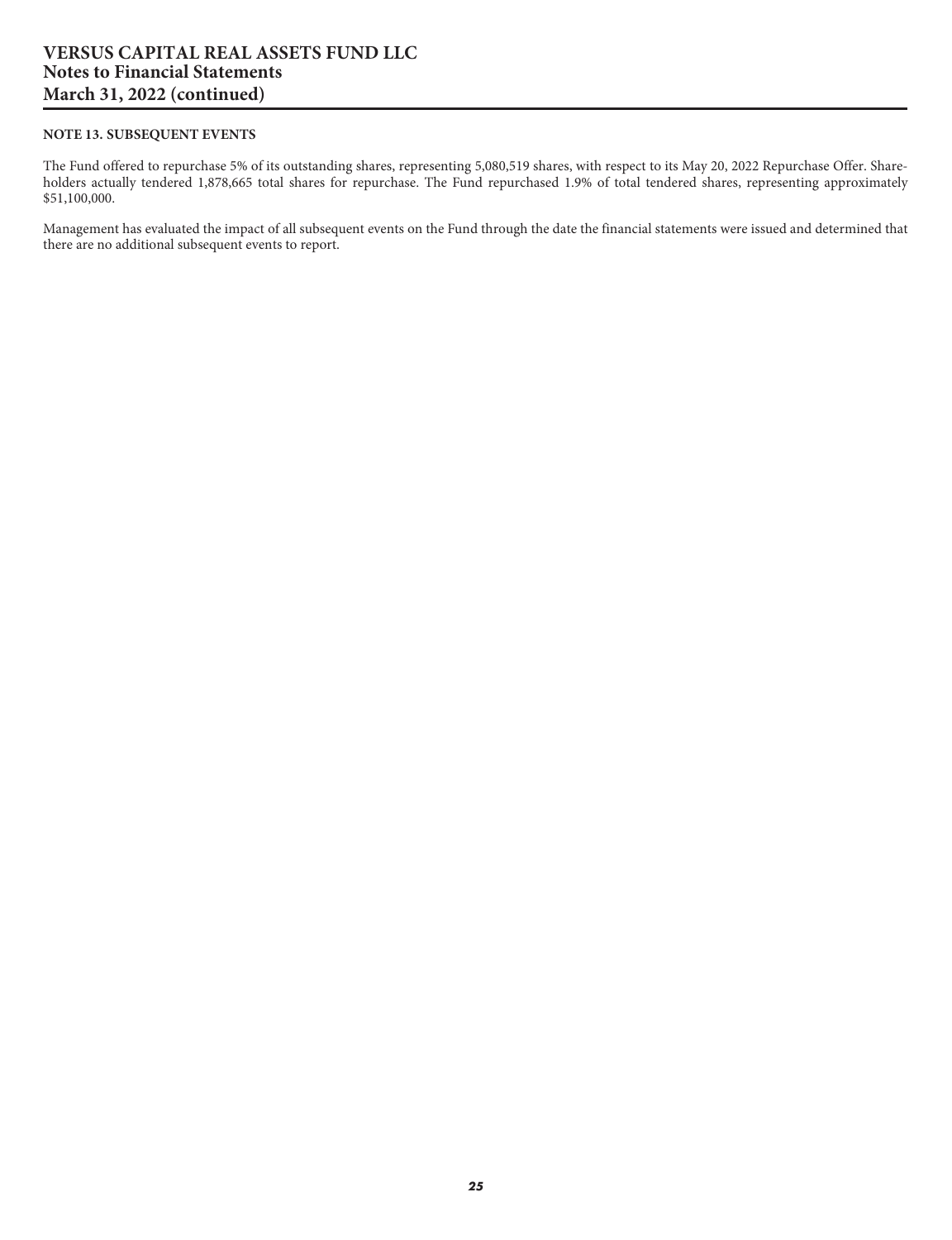#### NOTE 13. SUBSEQUENT EVENTS

The Fund offered to repurchase 5% of its outstanding shares, representing 5,080,519 shares, with respect to its May 20, 2022 Repurchase Offer. Shareholders actually tendered 1,878,665 total shares for repurchase. The Fund repurchased 1.9% of total tendered shares, representing approximately $51,100,000.

Management has evaluated the impact of all subsequent events on the Fund through the date the financial statements were issued and determined that there are no additional subsequent events to report.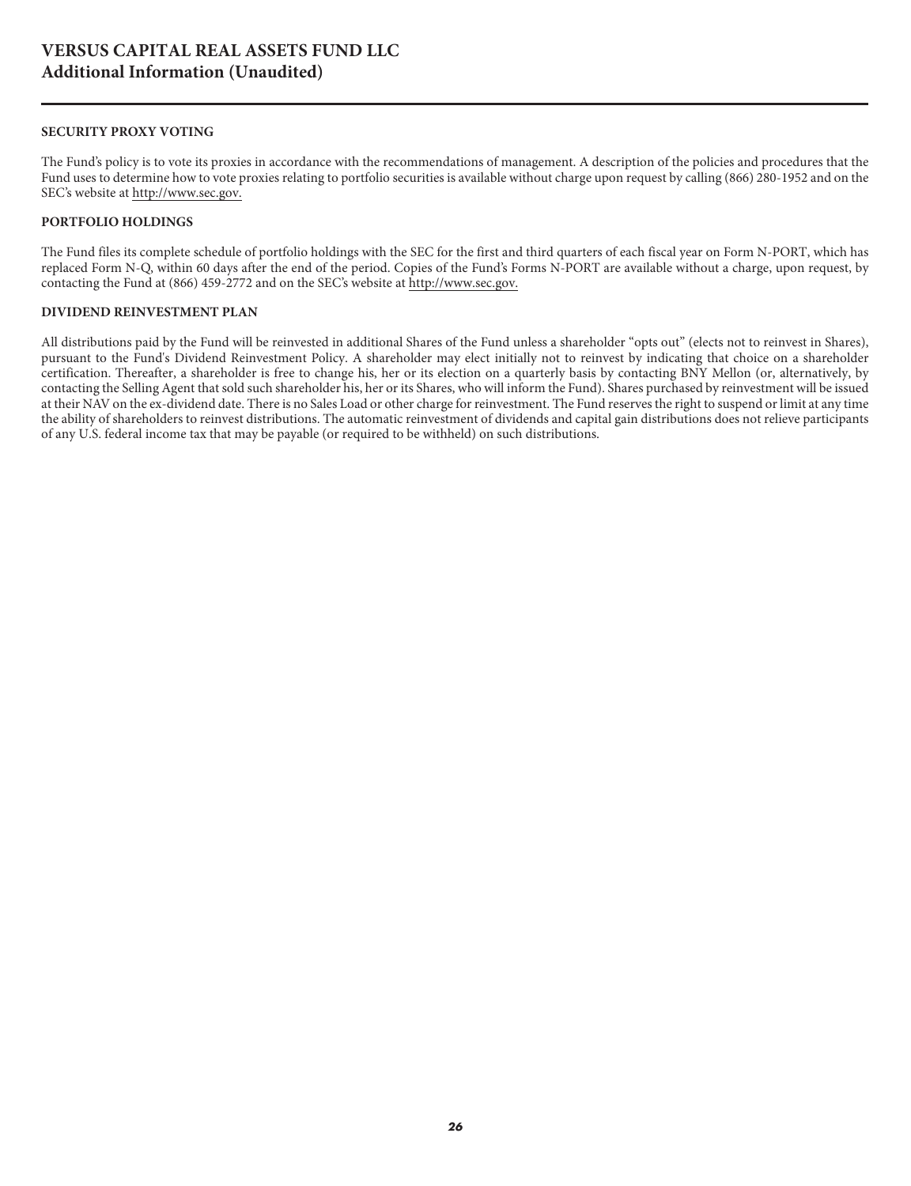# VERSUS CAPITAL REAL ASSETS FUND LLC
## Additional Information (Unaudited)

### SECURITY PROXY VOTING

The Fund's policy is to vote its proxies in accordance with the recommendations of management. A description of the policies and procedures that the Fund uses to determine how to vote proxies relating to portfolio securities is available without charge upon request by calling (866) 280-1952 and on the SEC's website at http://www.sec.gov.

### PORTFOLIO HOLDINGS

The Fund files its complete schedule of portfolio holdings with the SEC for the first and third quarters of each fiscal year on Form N-PORT, which has replaced Form N-Q, within 60 days after the end of the period. Copies of the Fund's Forms N-PORT are available without a charge, upon request, by contacting the Fund at (866) 459-2772 and on the SEC's website at http://www.sec.gov.

### DIVIDEND REINVESTMENT PLAN

All distributions paid by the Fund will be reinvested in additional Shares of the Fund unless a shareholder "opts out" (elects not to reinvest in Shares), pursuant to the Fund's Dividend Reinvestment Policy. A shareholder may elect initially not to reinvest by indicating that choice on a shareholder certification. Thereafter, a shareholder is free to change his, her or its election on a quarterly basis by contacting BNY Mellon (or, alternatively, by contacting the Selling Agent that sold such shareholder his, her or its Shares, who will inform the Fund). Shares purchased by reinvestment will be issued at their NAV on the ex-dividend date. There is no Sales Load or other charge for reinvestment. The Fund reserves the right to suspend or limit at any time the ability of shareholders to reinvest distributions. The automatic reinvestment of dividends and capital gain distributions does not relieve participants of any U.S. federal income tax that may be payable (or required to be withheld) on such distributions.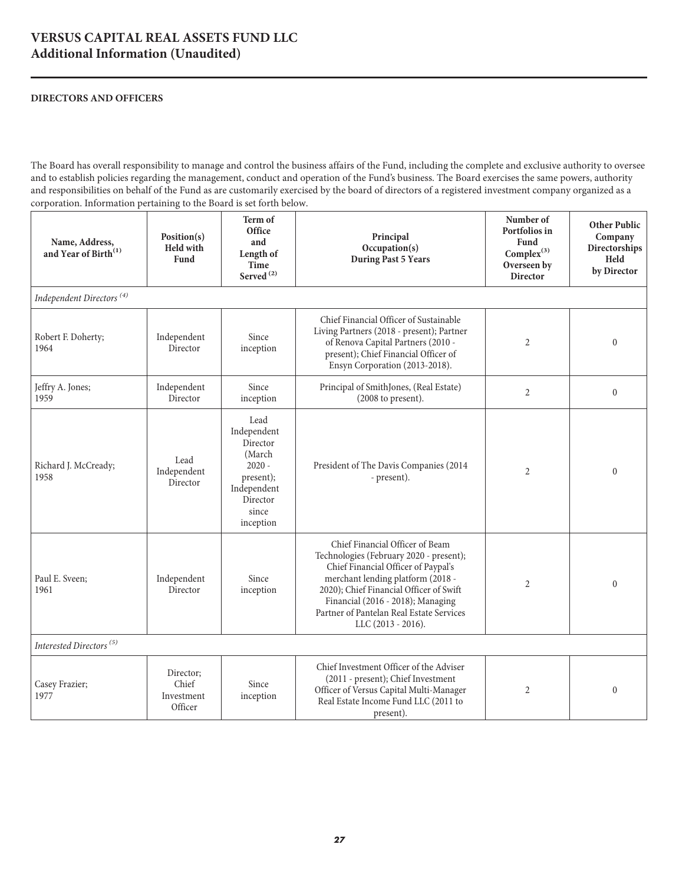# VERSUS CAPITAL REAL ASSETS FUND LLC
## Additional Information (Unaudited)

### DIRECTORS AND OFFICERS

The Board has overall responsibility to manage and control the business affairs of the Fund, including the complete and exclusive authority to oversee and to establish policies regarding the management, conduct and operation of the Fund's business. The Board exercises the same powers, authority and responsibilities on behalf of the Fund as are customarily exercised by the board of directors of a registered investment company organized as a corporation. Information pertaining to the Board is set forth below.

| Name, Address, and Year of Birth[1] | Position(s) Held with Fund | Term of Office and Length of Time Served[2] | Principal Occupation(s) During Past 5 Years | Number of Portfolios in Fund Complex[3] Overseen by Director | Other Public Company Directorships Held by Director |
|---|---|---|---|---|---|
| *Independent Directors[4]* | | | | | |
| Robert F. Doherty; 1964 | Independent Director | Since inception | Chief Financial Officer of Sustainable Living Partners (2018 - present); Partner of Renova Capital Partners (2010 - present); Chief Financial Officer of Ensyn Corporation (2013-2018). | 2 | 0 |
| Jeffry A. Jones; 1959 | Independent Director | Since inception | Principal of SmithJones, (Real Estate) (2008 to present). | 2 | 0 |
| Richard J. McCready; 1958 | Lead Independent Director | Lead Independent Director (March 2020 - present); Independent Director since inception | President of The Davis Companies (2014 - present). | 2 | 0 |
| Paul E. Sveen; 1961 | Independent Director | Since inception | Chief Financial Officer of Beam Technologies (February 2020 - present); Chief Financial Officer of Paypal's merchant lending platform (2018 - 2020); Chief Financial Officer of Swift Financial (2016 - 2018); Managing Partner of Pantelan Real Estate Services LLC (2013 - 2016). | 2 | 0 |
| *Interested Directors[5]* | | | | | |
| Casey Frazier; 1977 | Director; Chief Investment Officer | Since inception | Chief Investment Officer of the Adviser (2011 - present); Chief Investment Officer of Versus Capital Multi-Manager Real Estate Income Fund LLC (2011 to present). | 2 | 0 |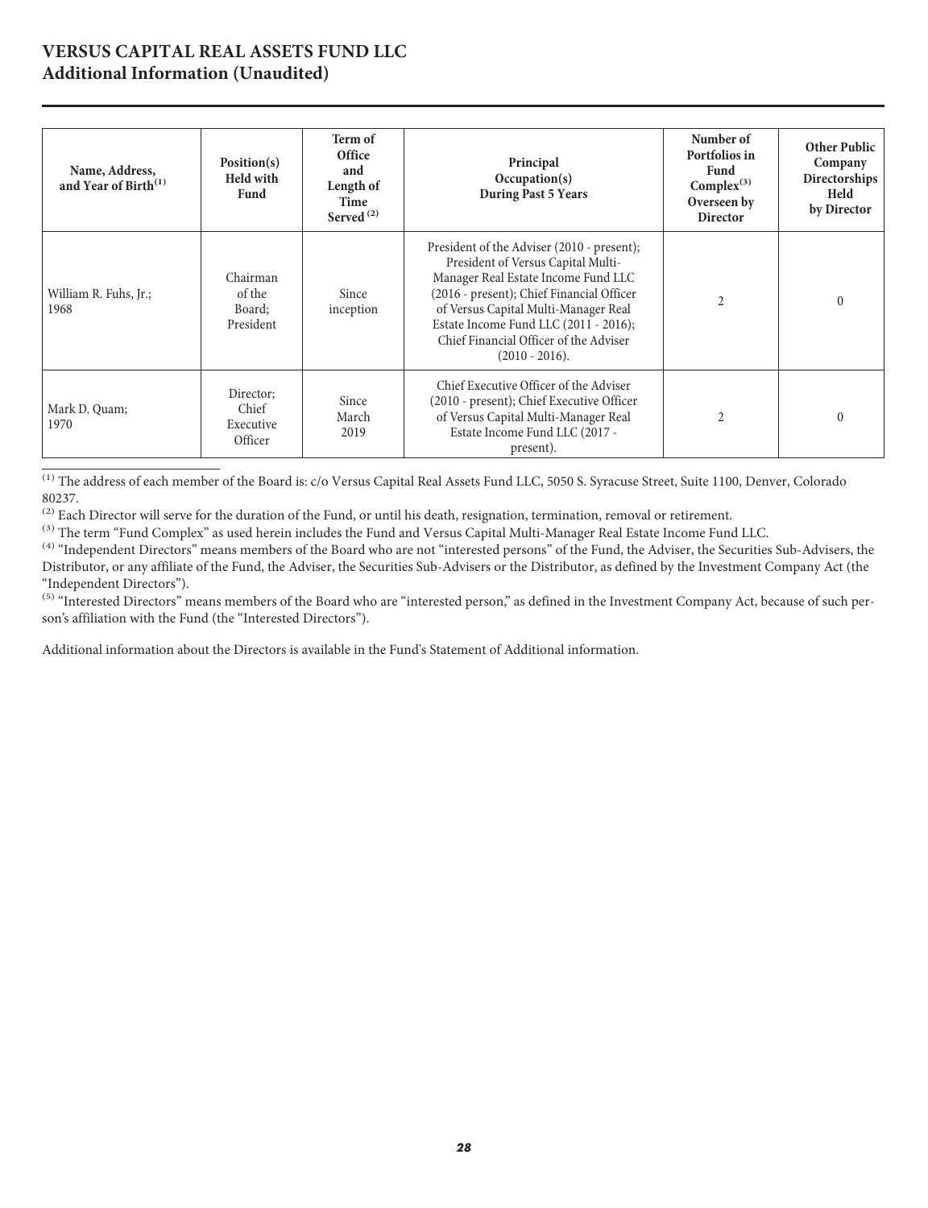## VERSUS CAPITAL REAL ASSETS FUND LLC
## Additional Information (Unaudited)

| Name, Address, and Year of Birth[1] | Position(s) Held with Fund | Term of Office and Length of Time Served [2] | Principal Occupation(s) During Past 5 Years | Number of Portfolios in Fund Complex[3] Overseen by Director | Other Public Company Directorships Held by Director |
|---|---|---|---|---|---|
| William R. Fuhs, Jr.; 1968 | Chairman of the Board; President | Since inception | President of the Adviser (2010 - present); President of Versus Capital Multi-Manager Real Estate Income Fund LLC (2016 - present); Chief Financial Officer of Versus Capital Multi-Manager Real Estate Income Fund LLC (2011 - 2016); Chief Financial Officer of the Adviser (2010 - 2016). | 2 | 0 |
| Mark D. Quam; 1970 | Director; Chief Executive Officer | Since March 2019 | Chief Executive Officer of the Adviser (2010 - present); Chief Executive Officer of Versus Capital Multi-Manager Real Estate Income Fund LLC (2017 - present). | 2 | 0 |

[1] The address of each member of the Board is: c/o Versus Capital Real Assets Fund LLC, 5050 S. Syracuse Street, Suite 1100, Denver, Colorado 80237.

[2] Each Director will serve for the duration of the Fund, or until his death, resignation, termination, removal or retirement.

[3] The term "Fund Complex" as used herein includes the Fund and Versus Capital Multi-Manager Real Estate Income Fund LLC.

[4] "Independent Directors" means members of the Board who are not "interested persons" of the Fund, the Adviser, the Securities Sub-Advisers, the Distributor, or any affiliate of the Fund, the Adviser, the Securities Sub-Advisers or the Distributor, as defined by the Investment Company Act (the "Independent Directors").

[5] "Interested Directors" means members of the Board who are "interested person," as defined in the Investment Company Act, because of such person's affiliation with the Fund (the "Interested Directors").

Additional information about the Directors is available in the Fund's Statement of Additional information.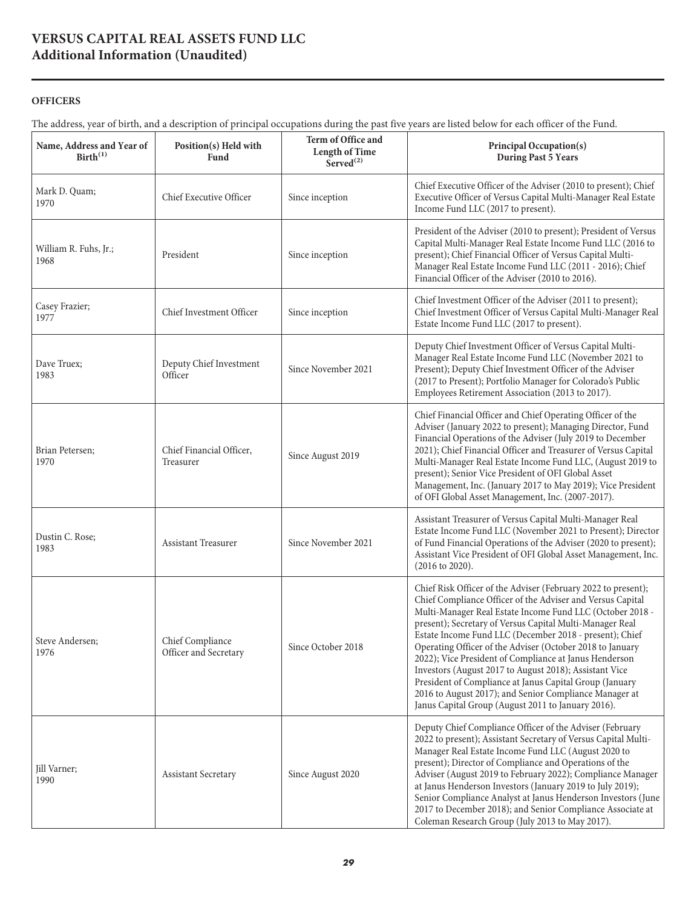# VERSUS CAPITAL REAL ASSETS FUND LLC
## Additional Information (Unaudited)

### OFFICERS

The address, year of birth, and a description of principal occupations during the past five years are listed below for each officer of the Fund.

| Name, Address and Year of Birth[(1)] | Position(s) Held with Fund | Term of Office and Length of Time Served[(2)] | Principal Occupation(s) During Past 5 Years |
|---|---|---|---|
| Mark D. Quam; 1970 | Chief Executive Officer | Since inception | Chief Executive Officer of the Adviser (2010 to present); Chief Executive Officer of Versus Capital Multi-Manager Real Estate Income Fund LLC (2017 to present). |
| William R. Fuhs, Jr.; 1968 | President | Since inception | President of the Adviser (2010 to present); President of Versus Capital Multi-Manager Real Estate Income Fund LLC (2016 to present); Chief Financial Officer of Versus Capital Multi-Manager Real Estate Income Fund LLC (2011 - 2016); Chief Financial Officer of the Adviser (2010 to 2016). |
| Casey Frazier; 1977 | Chief Investment Officer | Since inception | Chief Investment Officer of the Adviser (2011 to present); Chief Investment Officer of Versus Capital Multi-Manager Real Estate Income Fund LLC (2017 to present). |
| Dave Truex; 1983 | Deputy Chief Investment Officer | Since November 2021 | Deputy Chief Investment Officer of Versus Capital Multi-Manager Real Estate Income Fund LLC (November 2021 to Present); Deputy Chief Investment Officer of the Adviser (2017 to Present); Portfolio Manager for Colorado's Public Employees Retirement Association (2013 to 2017). |
| Brian Petersen; 1970 | Chief Financial Officer, Treasurer | Since August 2019 | Chief Financial Officer and Chief Operating Officer of the Adviser (January 2022 to present); Managing Director, Fund Financial Operations of the Adviser (July 2019 to December 2021); Chief Financial Officer and Treasurer of Versus Capital Multi-Manager Real Estate Income Fund LLC, (August 2019 to present); Senior Vice President of OFI Global Asset Management, Inc. (January 2017 to May 2019); Vice President of OFI Global Asset Management, Inc. (2007-2017). |
| Dustin C. Rose; 1983 | Assistant Treasurer | Since November 2021 | Assistant Treasurer of Versus Capital Multi-Manager Real Estate Income Fund LLC (November 2021 to Present); Director of Fund Financial Operations of the Adviser (2020 to present); Assistant Vice President of OFI Global Asset Management, Inc. (2016 to 2020). |
| Steve Andersen; 1976 | Chief Compliance Officer and Secretary | Since October 2018 | Chief Risk Officer of the Adviser (February 2022 to present); Chief Compliance Officer of the Adviser and Versus Capital Multi-Manager Real Estate Income Fund LLC (October 2018 - present); Secretary of Versus Capital Multi-Manager Real Estate Income Fund LLC (December 2018 - present); Chief Operating Officer of the Adviser (October 2018 to January 2022); Vice President of Compliance at Janus Henderson Investors (August 2017 to August 2018); Assistant Vice President of Compliance at Janus Capital Group (January 2016 to August 2017); and Senior Compliance Manager at Janus Capital Group (August 2011 to January 2016). |
| Jill Varner; 1990 | Assistant Secretary | Since August 2020 | Deputy Chief Compliance Officer of the Adviser (February 2022 to present); Assistant Secretary of Versus Capital Multi-Manager Real Estate Income Fund LLC (August 2020 to present); Director of Compliance and Operations of the Adviser (August 2019 to February 2022); Compliance Manager at Janus Henderson Investors (January 2019 to July 2019); Senior Compliance Analyst at Janus Henderson Investors (June 2017 to December 2018); and Senior Compliance Associate at Coleman Research Group (July 2013 to May 2017). |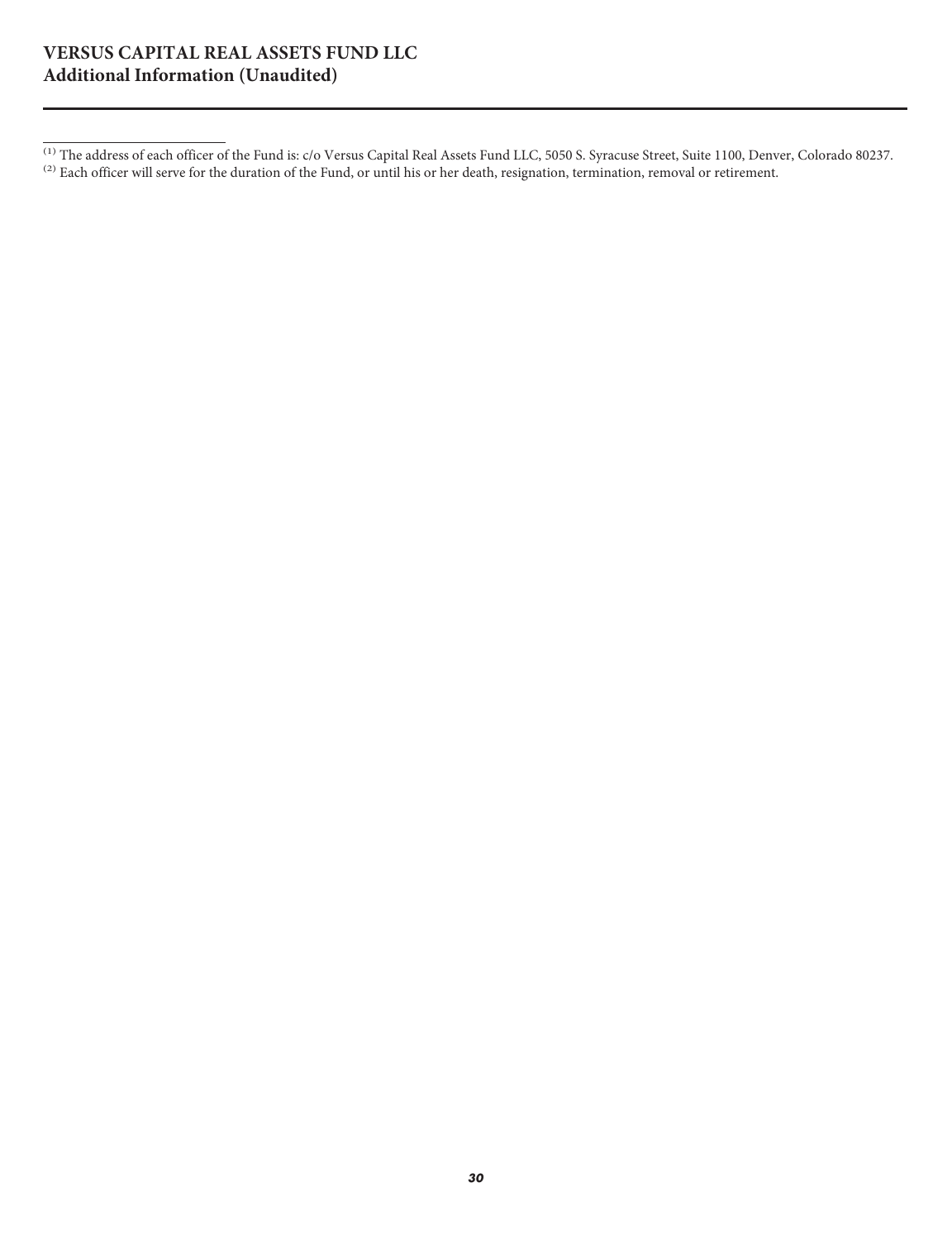(1) The address of each officer of the Fund is: c/o Versus Capital Real Assets Fund LLC, 5050 S. Syracuse Street, Suite 1100, Denver, Colorado 80237.

(2) Each officer will serve for the duration of the Fund, or until his or her death, resignation, termination, removal or retirement.